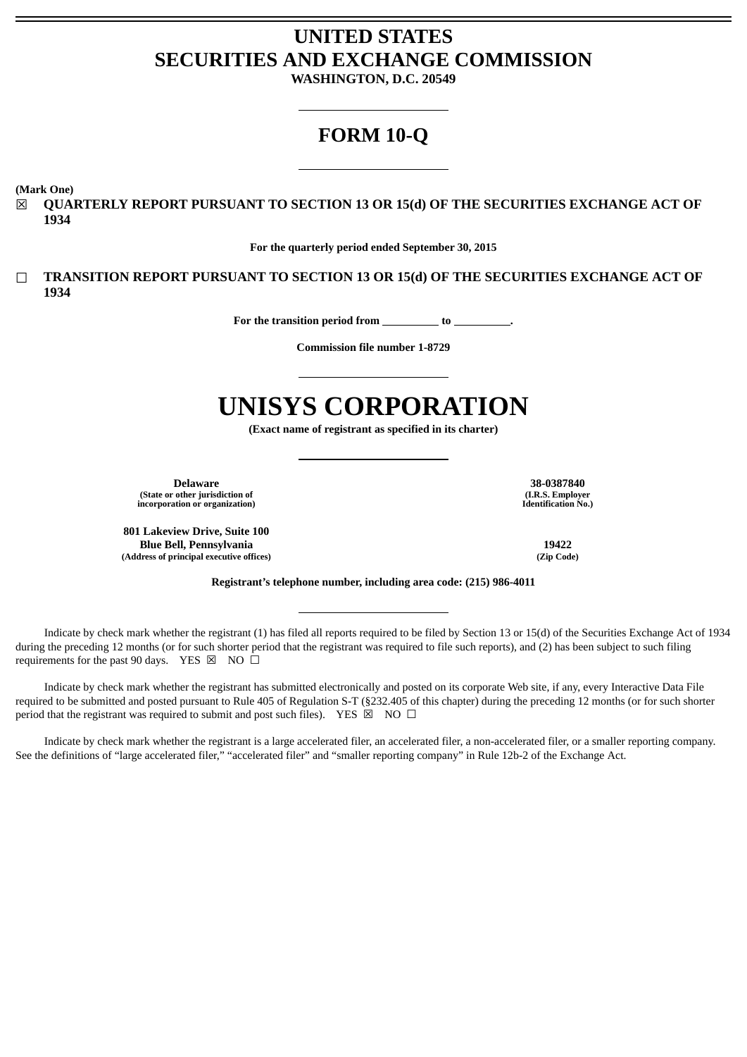# UNITED STATES
# SECURITIES AND EXCHANGE COMMISSION

**WASHINGTON, D.C. 20549**

---

# FORM 10-Q

---

**(Mark One)**

☒ **QUARTERLY REPORT PURSUANT TO SECTION 13 OR 15(d) OF THE SECURITIES EXCHANGE ACT OF 1934**

**For the quarterly period ended September 30, 2015**

☐ **TRANSITION REPORT PURSUANT TO SECTION 13 OR 15(d) OF THE SECURITIES EXCHANGE ACT OF 1934**

**For the transition period from __________ to __________.**

**Commission file number 1-8729**

---

# UNISYS CORPORATION

**(Exact name of registrant as specified in its charter)**

---

| | |
|---|---|
| **Delaware**<br>**(State or other jurisdiction of incorporation or organization)** | **38-0387840**<br>**(I.R.S. Employer Identification No.)** |
| **801 Lakeview Drive, Suite 100**<br>**Blue Bell, Pennsylvania**<br>**(Address of principal executive offices)** | **19422**<br>**(Zip Code)** |

**Registrant's telephone number, including area code: (215) 986-4011**

---

Indicate by check mark whether the registrant (1) has filed all reports required to be filed by Section 13 or 15(d) of the Securities Exchange Act of 1934 during the preceding 12 months (or for such shorter period that the registrant was required to file such reports), and (2) has been subject to such filing requirements for the past 90 days. YES ☒ NO ☐

Indicate by check mark whether the registrant has submitted electronically and posted on its corporate Web site, if any, every Interactive Data File required to be submitted and posted pursuant to Rule 405 of Regulation S-T (§232.405 of this chapter) during the preceding 12 months (or for such shorter period that the registrant was required to submit and post such files). YES ☒ NO ☐

Indicate by check mark whether the registrant is a large accelerated filer, an accelerated filer, a non-accelerated filer, or a smaller reporting company. See the definitions of "large accelerated filer," "accelerated filer" and "smaller reporting company" in Rule 12b-2 of the Exchange Act.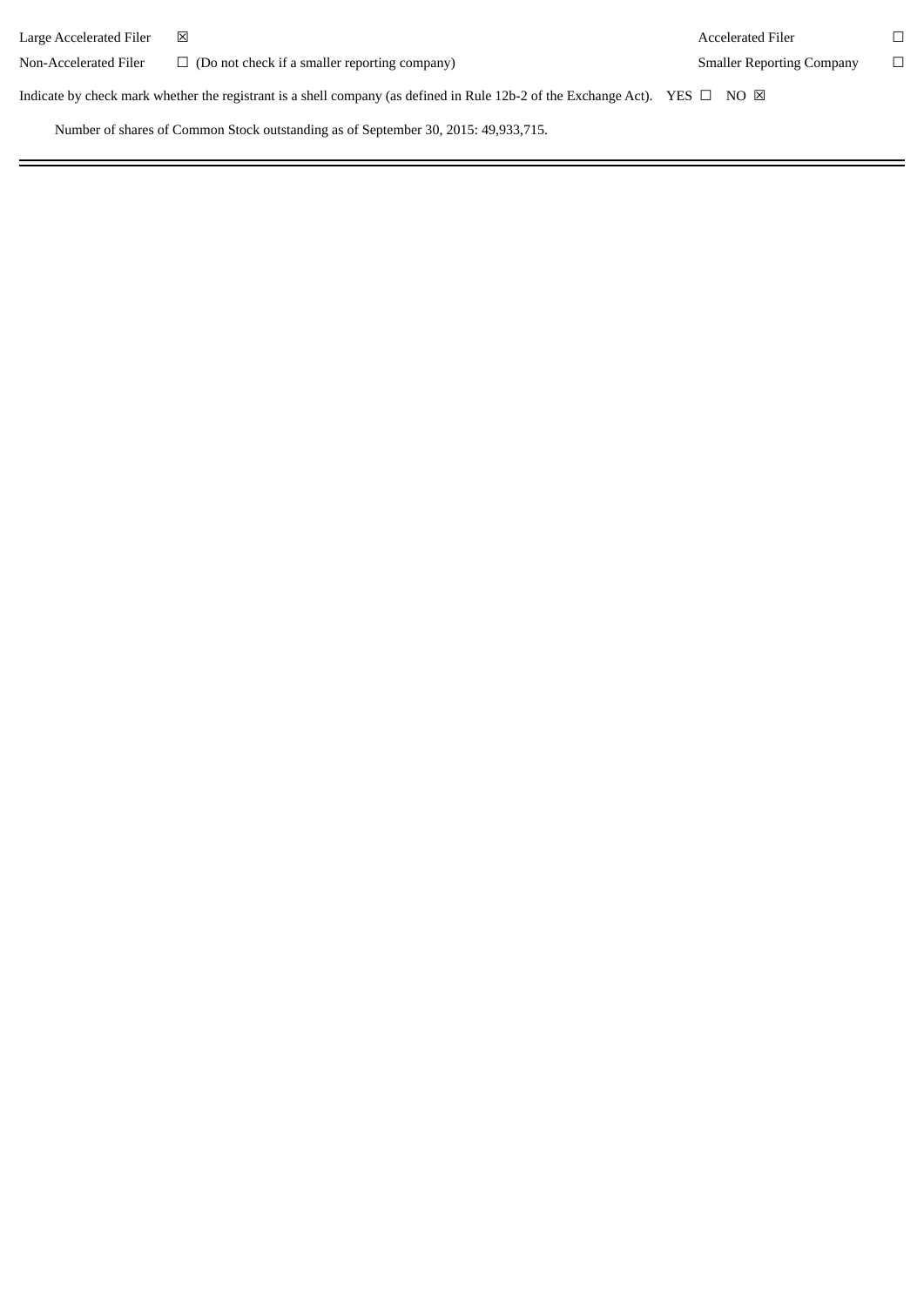| Large Accelerated Filer | ☒ | Accelerated Filer | ☐ |
| --- | --- | --- | --- |
| Non-Accelerated Filer | ☐ (Do not check if a smaller reporting company) | Smaller Reporting Company | ☐ |

Indicate by check mark whether the registrant is a shell company (as defined in Rule 12b-2 of the Exchange Act). YES ☐ NO ☒

Number of shares of Common Stock outstanding as of September 30, 2015: 49,933,715.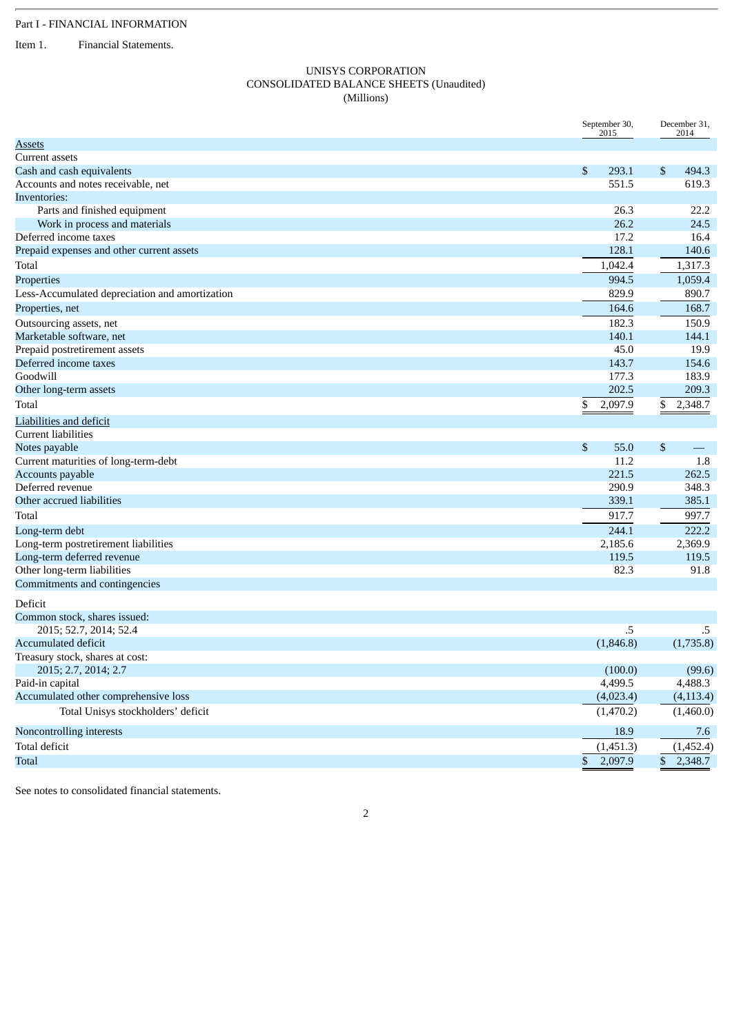Part I - FINANCIAL INFORMATION

Item 1. Financial Statements.

UNISYS CORPORATION
CONSOLIDATED BALANCE SHEETS (Unaudited)
(Millions)

| | September 30, 2015 | December 31, 2014 |
|---|---|---|
| Assets | | |
| Current assets | | |
| Cash and cash equivalents | $ 293.1 | $ 494.3 |
| Accounts and notes receivable, net | 551.5 | 619.3 |
| Inventories: | | |
| Parts and finished equipment | 26.3 | 22.2 |
| Work in process and materials | 26.2 | 24.5 |
| Deferred income taxes | 17.2 | 16.4 |
| Prepaid expenses and other current assets | 128.1 | 140.6 |
| Total | 1,042.4 | 1,317.3 |
| Properties | 994.5 | 1,059.4 |
| Less-Accumulated depreciation and amortization | 829.9 | 890.7 |
| Properties, net | 164.6 | 168.7 |
| Outsourcing assets, net | 182.3 | 150.9 |
| Marketable software, net | 140.1 | 144.1 |
| Prepaid postretirement assets | 45.0 | 19.9 |
| Deferred income taxes | 143.7 | 154.6 |
| Goodwill | 177.3 | 183.9 |
| Other long-term assets | 202.5 | 209.3 |
| Total | $ 2,097.9 | $ 2,348.7 |
| Liabilities and deficit | | |
| Current liabilities | | |
| Notes payable | $ 55.0 | $ — |
| Current maturities of long-term-debt | 11.2 | 1.8 |
| Accounts payable | 221.5 | 262.5 |
| Deferred revenue | 290.9 | 348.3 |
| Other accrued liabilities | 339.1 | 385.1 |
| Total | 917.7 | 997.7 |
| Long-term debt | 244.1 | 222.2 |
| Long-term postretirement liabilities | 2,185.6 | 2,369.9 |
| Long-term deferred revenue | 119.5 | 119.5 |
| Other long-term liabilities | 82.3 | 91.8 |
| Commitments and contingencies | | |
| Deficit | | |
| Common stock, shares issued: | | |
| 2015; 52.7, 2014; 52.4 | .5 | .5 |
| Accumulated deficit | (1,846.8) | (1,735.8) |
| Treasury stock, shares at cost: | | |
| 2015; 2.7, 2014; 2.7 | (100.0) | (99.6) |
| Paid-in capital | 4,499.5 | 4,488.3 |
| Accumulated other comprehensive loss | (4,023.4) | (4,113.4) |
| Total Unisys stockholders' deficit | (1,470.2) | (1,460.0) |
| Noncontrolling interests | 18.9 | 7.6 |
| Total deficit | (1,451.3) | (1,452.4) |
| Total | $ 2,097.9 | $ 2,348.7 |

See notes to consolidated financial statements.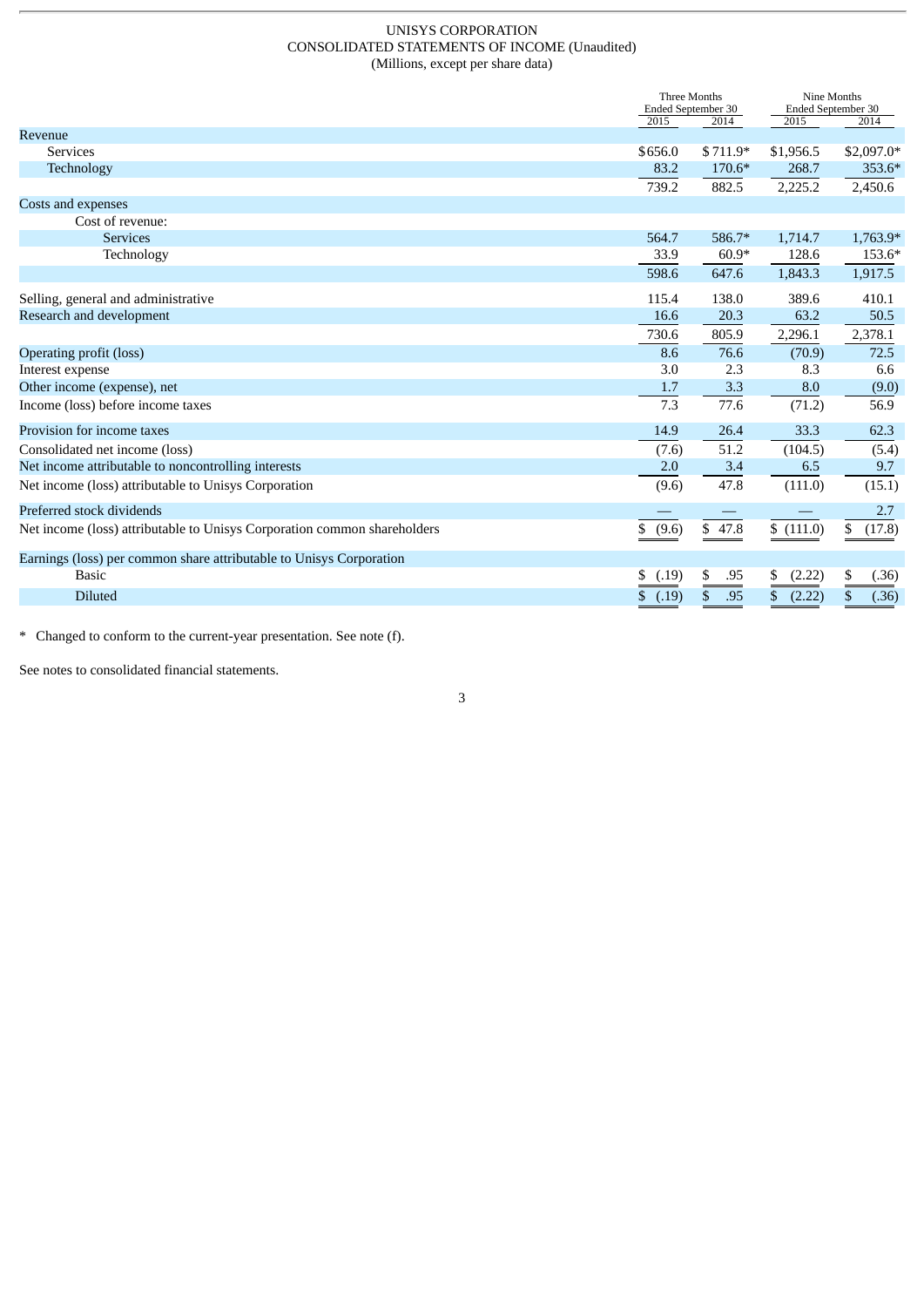UNISYS CORPORATION
CONSOLIDATED STATEMENTS OF INCOME (Unaudited)
(Millions, except per share data)

| | Three Months Ended September 30 | | Nine Months Ended September 30 | |
|---|---|---|---|---|
| | 2015 | 2014 | 2015 | 2014 |
| Revenue | | | | |
| Services | $656.0 | $711.9* | $1,956.5 | $2,097.0* |
| Technology | 83.2 | 170.6* | 268.7 | 353.6* |
| | 739.2 | 882.5 | 2,225.2 | 2,450.6 |
| Costs and expenses | | | | |
| Cost of revenue: | | | | |
| Services | 564.7 | 586.7* | 1,714.7 | 1,763.9* |
| Technology | 33.9 | 60.9* | 128.6 | 153.6* |
| | 598.6 | 647.6 | 1,843.3 | 1,917.5 |
| Selling, general and administrative | 115.4 | 138.0 | 389.6 | 410.1 |
| Research and development | 16.6 | 20.3 | 63.2 | 50.5 |
| | 730.6 | 805.9 | 2,296.1 | 2,378.1 |
| Operating profit (loss) | 8.6 | 76.6 | (70.9) | 72.5 |
| Interest expense | 3.0 | 2.3 | 8.3 | 6.6 |
| Other income (expense), net | 1.7 | 3.3 | 8.0 | (9.0) |
| Income (loss) before income taxes | 7.3 | 77.6 | (71.2) | 56.9 |
| Provision for income taxes | 14.9 | 26.4 | 33.3 | 62.3 |
| Consolidated net income (loss) | (7.6) | 51.2 | (104.5) | (5.4) |
| Net income attributable to noncontrolling interests | 2.0 | 3.4 | 6.5 | 9.7 |
| Net income (loss) attributable to Unisys Corporation | (9.6) | 47.8 | (111.0) | (15.1) |
| Preferred stock dividends | — | — | — | 2.7 |
| Net income (loss) attributable to Unisys Corporation common shareholders | $ (9.6) | $ 47.8 | $ (111.0) | $ (17.8) |
| Earnings (loss) per common share attributable to Unisys Corporation | | | | |
| Basic | $ (.19) | $ .95 | $ (2.22) | $ (.36) |
| Diluted | $ (.19) | $ .95 | $ (2.22) | $ (.36) |

* Changed to conform to the current-year presentation. See note (f).

See notes to consolidated financial statements.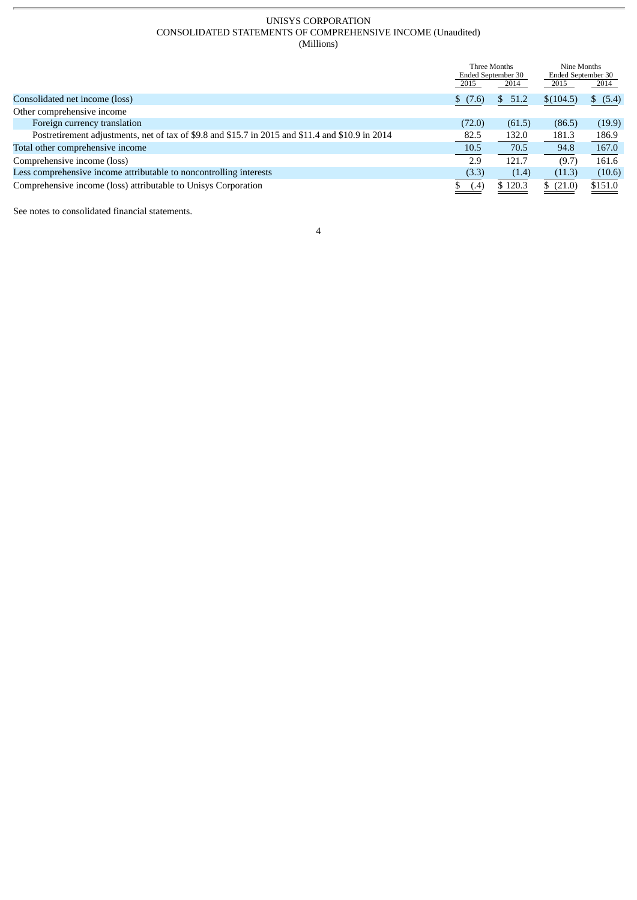UNISYS CORPORATION
CONSOLIDATED STATEMENTS OF COMPREHENSIVE INCOME (Unaudited)
(Millions)

| | Three Months Ended September 30 | | Nine Months Ended September 30 | |
|---|---|---|---|---|
| | 2015 | 2014 | 2015 | 2014 |
| Consolidated net income (loss) | $ (7.6) | $ 51.2 | $(104.5) | $ (5.4) |
| Other comprehensive income | | | | |
| Foreign currency translation | (72.0) | (61.5) | (86.5) | (19.9) |
| Postretirement adjustments, net of tax of $9.8 and $15.7 in 2015 and $11.4 and $10.9 in 2014 | 82.5 | 132.0 | 181.3 | 186.9 |
| Total other comprehensive income | 10.5 | 70.5 | 94.8 | 167.0 |
| Comprehensive income (loss) | 2.9 | 121.7 | (9.7) | 161.6 |
| Less comprehensive income attributable to noncontrolling interests | (3.3) | (1.4) | (11.3) | (10.6) |
| Comprehensive income (loss) attributable to Unisys Corporation | $ (.4) | $ 120.3 | $ (21.0) | $151.0 |

See notes to consolidated financial statements.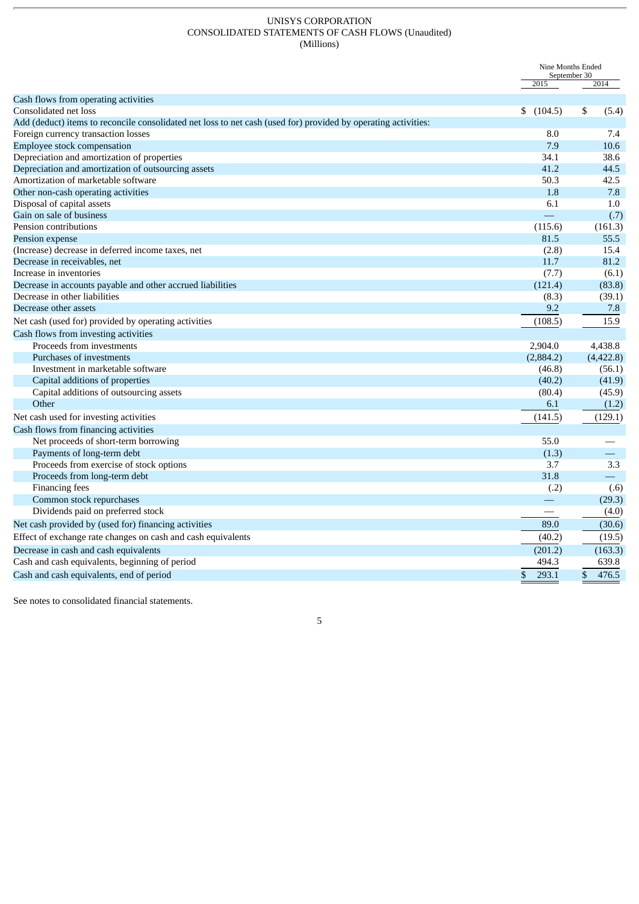UNISYS CORPORATION
CONSOLIDATED STATEMENTS OF CASH FLOWS (Unaudited)
(Millions)

| | Nine Months Ended September 30 | |
|---|---|---|
| | 2015 | 2014 |
| **Cash flows from operating activities** | | |
| Consolidated net loss | $ (104.5) | $ (5.4) |
| Add (deduct) items to reconcile consolidated net loss to net cash (used for) provided by operating activities: | | |
| Foreign currency transaction losses | 8.0 | 7.4 |
| Employee stock compensation | 7.9 | 10.6 |
| Depreciation and amortization of properties | 34.1 | 38.6 |
| Depreciation and amortization of outsourcing assets | 41.2 | 44.5 |
| Amortization of marketable software | 50.3 | 42.5 |
| Other non-cash operating activities | 1.8 | 7.8 |
| Disposal of capital assets | 6.1 | 1.0 |
| Gain on sale of business | — | (.7) |
| Pension contributions | (115.6) | (161.3) |
| Pension expense | 81.5 | 55.5 |
| (Increase) decrease in deferred income taxes, net | (2.8) | 15.4 |
| Decrease in receivables, net | 11.7 | 81.2 |
| Increase in inventories | (7.7) | (6.1) |
| Decrease in accounts payable and other accrued liabilities | (121.4) | (83.8) |
| Decrease in other liabilities | (8.3) | (39.1) |
| Decrease other assets | 9.2 | 7.8 |
| Net cash (used for) provided by operating activities | (108.5) | 15.9 |
| **Cash flows from investing activities** | | |
| Proceeds from investments | 2,904.0 | 4,438.8 |
| Purchases of investments | (2,884.2) | (4,422.8) |
| Investment in marketable software | (46.8) | (56.1) |
| Capital additions of properties | (40.2) | (41.9) |
| Capital additions of outsourcing assets | (80.4) | (45.9) |
| Other | 6.1 | (1.2) |
| Net cash used for investing activities | (141.5) | (129.1) |
| **Cash flows from financing activities** | | |
| Net proceeds of short-term borrowing | 55.0 | — |
| Payments of long-term debt | (1.3) | — |
| Proceeds from exercise of stock options | 3.7 | 3.3 |
| Proceeds from long-term debt | 31.8 | — |
| Financing fees | (.2) | (.6) |
| Common stock repurchases | — | (29.3) |
| Dividends paid on preferred stock | — | (4.0) |
| Net cash provided by (used for) financing activities | 89.0 | (30.6) |
| Effect of exchange rate changes on cash and cash equivalents | (40.2) | (19.5) |
| Decrease in cash and cash equivalents | (201.2) | (163.3) |
| Cash and cash equivalents, beginning of period | 494.3 | 639.8 |
| Cash and cash equivalents, end of period | $ 293.1 | $ 476.5 |

See notes to consolidated financial statements.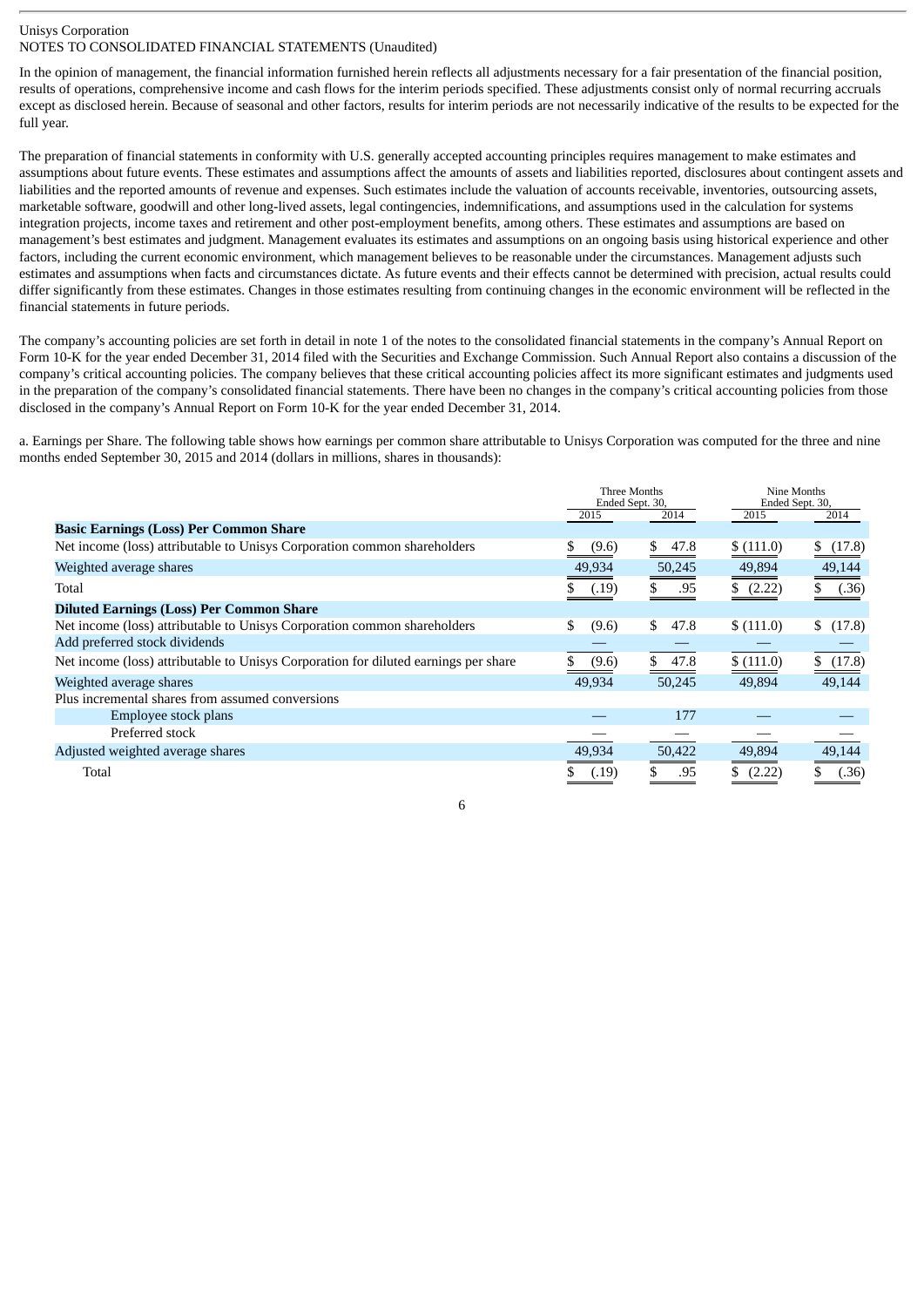Unisys Corporation
NOTES TO CONSOLIDATED FINANCIAL STATEMENTS (Unaudited)

In the opinion of management, the financial information furnished herein reflects all adjustments necessary for a fair presentation of the financial position, results of operations, comprehensive income and cash flows for the interim periods specified. These adjustments consist only of normal recurring accruals except as disclosed herein. Because of seasonal and other factors, results for interim periods are not necessarily indicative of the results to be expected for the full year.

The preparation of financial statements in conformity with U.S. generally accepted accounting principles requires management to make estimates and assumptions about future events. These estimates and assumptions affect the amounts of assets and liabilities reported, disclosures about contingent assets and liabilities and the reported amounts of revenue and expenses. Such estimates include the valuation of accounts receivable, inventories, outsourcing assets, marketable software, goodwill and other long-lived assets, legal contingencies, indemnifications, and assumptions used in the calculation for systems integration projects, income taxes and retirement and other post-employment benefits, among others. These estimates and assumptions are based on management's best estimates and judgment. Management evaluates its estimates and assumptions on an ongoing basis using historical experience and other factors, including the current economic environment, which management believes to be reasonable under the circumstances. Management adjusts such estimates and assumptions when facts and circumstances dictate. As future events and their effects cannot be determined with precision, actual results could differ significantly from these estimates. Changes in those estimates resulting from continuing changes in the economic environment will be reflected in the financial statements in future periods.

The company's accounting policies are set forth in detail in note 1 of the notes to the consolidated financial statements in the company's Annual Report on Form 10-K for the year ended December 31, 2014 filed with the Securities and Exchange Commission. Such Annual Report also contains a discussion of the company's critical accounting policies. The company believes that these critical accounting policies affect its more significant estimates and judgments used in the preparation of the company's consolidated financial statements. There have been no changes in the company's critical accounting policies from those disclosed in the company's Annual Report on Form 10-K for the year ended December 31, 2014.

a. Earnings per Share. The following table shows how earnings per common share attributable to Unisys Corporation was computed for the three and nine months ended September 30, 2015 and 2014 (dollars in millions, shares in thousands):

| | Three Months Ended Sept. 30, | | Nine Months Ended Sept. 30, | |
|---|---|---|---|---|
| | 2015 | 2014 | 2015 | 2014 |
| **Basic Earnings (Loss) Per Common Share** | | | | |
| Net income (loss) attributable to Unisys Corporation common shareholders | $ (9.6) | $ 47.8 | $ (111.0) | $ (17.8) |
| Weighted average shares | 49,934 | 50,245 | 49,894 | 49,144 |
| Total | $ (.19) | $ .95 | $ (2.22) | $ (.36) |
| **Diluted Earnings (Loss) Per Common Share** | | | | |
| Net income (loss) attributable to Unisys Corporation common shareholders | $ (9.6) | $ 47.8 | $ (111.0) | $ (17.8) |
| Add preferred stock dividends | — | — | — | — |
| Net income (loss) attributable to Unisys Corporation for diluted earnings per share | $ (9.6) | $ 47.8 | $ (111.0) | $ (17.8) |
| Weighted average shares | 49,934 | 50,245 | 49,894 | 49,144 |
| Plus incremental shares from assumed conversions | | | | |
| Employee stock plans | — | 177 | — | — |
| Preferred stock | — | — | — | — |
| Adjusted weighted average shares | 49,934 | 50,422 | 49,894 | 49,144 |
| Total | $ (.19) | $ .95 | $ (2.22) | $ (.36) |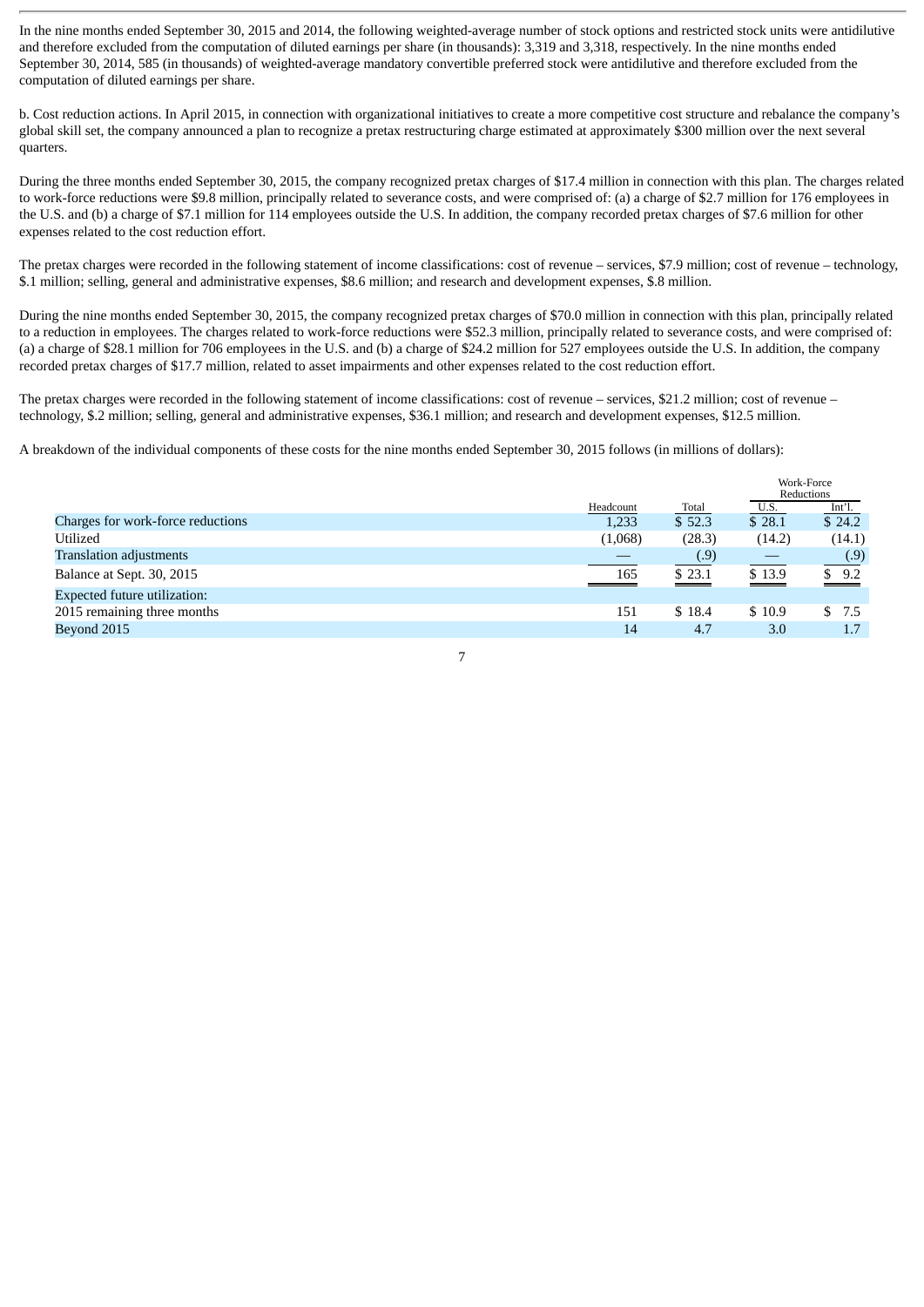In the nine months ended September 30, 2015 and 2014, the following weighted-average number of stock options and restricted stock units were antidilutive and therefore excluded from the computation of diluted earnings per share (in thousands): 3,319 and 3,318, respectively. In the nine months ended September 30, 2014, 585 (in thousands) of weighted-average mandatory convertible preferred stock were antidilutive and therefore excluded from the computation of diluted earnings per share.

b. Cost reduction actions. In April 2015, in connection with organizational initiatives to create a more competitive cost structure and rebalance the company's global skill set, the company announced a plan to recognize a pretax restructuring charge estimated at approximately $300 million over the next several quarters.

During the three months ended September 30, 2015, the company recognized pretax charges of $17.4 million in connection with this plan. The charges related to work-force reductions were $9.8 million, principally related to severance costs, and were comprised of: (a) a charge of $2.7 million for 176 employees in the U.S. and (b) a charge of $7.1 million for 114 employees outside the U.S. In addition, the company recorded pretax charges of $7.6 million for other expenses related to the cost reduction effort.

The pretax charges were recorded in the following statement of income classifications: cost of revenue – services, $7.9 million; cost of revenue – technology, $.1 million; selling, general and administrative expenses, $8.6 million; and research and development expenses, $.8 million.

During the nine months ended September 30, 2015, the company recognized pretax charges of $70.0 million in connection with this plan, principally related to a reduction in employees. The charges related to work-force reductions were $52.3 million, principally related to severance costs, and were comprised of: (a) a charge of $28.1 million for 706 employees in the U.S. and (b) a charge of $24.2 million for 527 employees outside the U.S. In addition, the company recorded pretax charges of $17.7 million, related to asset impairments and other expenses related to the cost reduction effort.

The pretax charges were recorded in the following statement of income classifications: cost of revenue – services, $21.2 million; cost of revenue – technology, $.2 million; selling, general and administrative expenses, $36.1 million; and research and development expenses, $12.5 million.

A breakdown of the individual components of these costs for the nine months ended September 30, 2015 follows (in millions of dollars):

| | | | Work-Force Reductions | |
|---|---|---|---|---|
| | Headcount | Total | U.S. | Int'l. |
| Charges for work-force reductions | 1,233 | $ 52.3 | $ 28.1 | $ 24.2 |
| Utilized | (1,068) | (28.3) | (14.2) | (14.1) |
| Translation adjustments | — | (.9) | — | (.9) |
| Balance at Sept. 30, 2015 | 165 | $ 23.1 | $ 13.9 | $ 9.2 |
| Expected future utilization: | | | | |
| 2015 remaining three months | 151 | $ 18.4 | $ 10.9 | $ 7.5 |
| Beyond 2015 | 14 | 4.7 | 3.0 | 1.7 |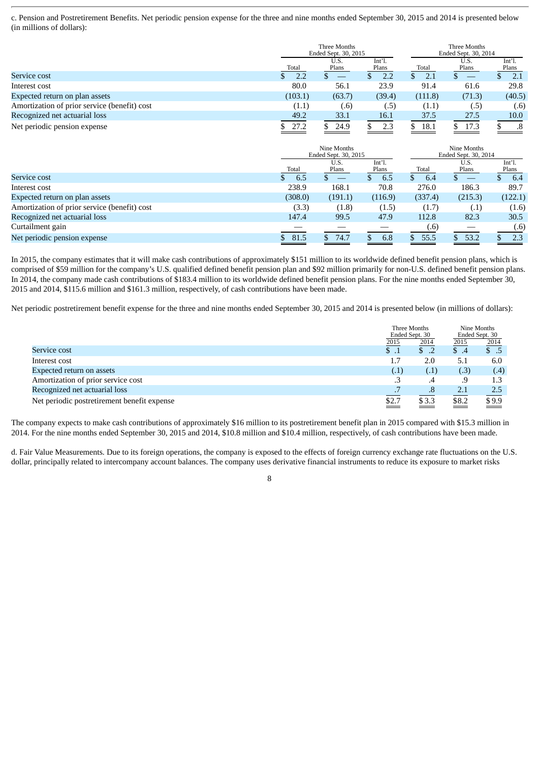c. Pension and Postretirement Benefits. Net periodic pension expense for the three and nine months ended September 30, 2015 and 2014 is presented below (in millions of dollars):

| | Three Months Ended Sept. 30, 2015 | | | Three Months Ended Sept. 30, 2014 | | |
|---|---|---|---|---|---|---|
| | Total | U.S. Plans | Int'l. Plans | Total | U.S. Plans | Int'l. Plans |
| Service cost | $ 2.2 | $ — | $ 2.2 | $ 2.1 | $ — | $ 2.1 |
| Interest cost | 80.0 | 56.1 | 23.9 | 91.4 | 61.6 | 29.8 |
| Expected return on plan assets | (103.1) | (63.7) | (39.4) | (111.8) | (71.3) | (40.5) |
| Amortization of prior service (benefit) cost | (1.1) | (.6) | (.5) | (1.1) | (.5) | (.6) |
| Recognized net actuarial loss | 49.2 | 33.1 | 16.1 | 37.5 | 27.5 | 10.0 |
| Net periodic pension expense | $ 27.2 | $ 24.9 | $ 2.3 | $ 18.1 | $ 17.3 | $ .8 |

| | Nine Months Ended Sept. 30, 2015 | | | Nine Months Ended Sept. 30, 2014 | | |
|---|---|---|---|---|---|---|
| | Total | U.S. Plans | Int'l. Plans | Total | U.S. Plans | Int'l. Plans |
| Service cost | $ 6.5 | $ — | $ 6.5 | $ 6.4 | $ — | $ 6.4 |
| Interest cost | 238.9 | 168.1 | 70.8 | 276.0 | 186.3 | 89.7 |
| Expected return on plan assets | (308.0) | (191.1) | (116.9) | (337.4) | (215.3) | (122.1) |
| Amortization of prior service (benefit) cost | (3.3) | (1.8) | (1.5) | (1.7) | (.1) | (1.6) |
| Recognized net actuarial loss | 147.4 | 99.5 | 47.9 | 112.8 | 82.3 | 30.5 |
| Curtailment gain | — | — | — | (.6) | — | (.6) |
| Net periodic pension expense | $ 81.5 | $ 74.7 | $ 6.8 | $ 55.5 | $ 53.2 | $ 2.3 |

In 2015, the company estimates that it will make cash contributions of approximately $151 million to its worldwide defined benefit pension plans, which is comprised of $59 million for the company's U.S. qualified defined benefit pension plan and $92 million primarily for non-U.S. defined benefit pension plans. In 2014, the company made cash contributions of $183.4 million to its worldwide defined benefit pension plans. For the nine months ended September 30, 2015 and 2014, $115.6 million and $161.3 million, respectively, of cash contributions have been made.

Net periodic postretirement benefit expense for the three and nine months ended September 30, 2015 and 2014 is presented below (in millions of dollars):

| | Three Months Ended Sept. 30 | | Nine Months Ended Sept. 30 | |
|---|---|---|---|---|
| | 2015 | 2014 | 2015 | 2014 |
| Service cost | $ .1 | $ .2 | $ .4 | $ .5 |
| Interest cost | 1.7 | 2.0 | 5.1 | 6.0 |
| Expected return on assets | (.1) | (.1) | (.3) | (.4) |
| Amortization of prior service cost | .3 | .4 | .9 | 1.3 |
| Recognized net actuarial loss | .7 | .8 | 2.1 | 2.5 |
| Net periodic postretirement benefit expense | $2.7 | $ 3.3 | $8.2 | $ 9.9 |

The company expects to make cash contributions of approximately $16 million to its postretirement benefit plan in 2015 compared with $15.3 million in 2014. For the nine months ended September 30, 2015 and 2014, $10.8 million and $10.4 million, respectively, of cash contributions have been made.

d. Fair Value Measurements. Due to its foreign operations, the company is exposed to the effects of foreign currency exchange rate fluctuations on the U.S. dollar, principally related to intercompany account balances. The company uses derivative financial instruments to reduce its exposure to market risks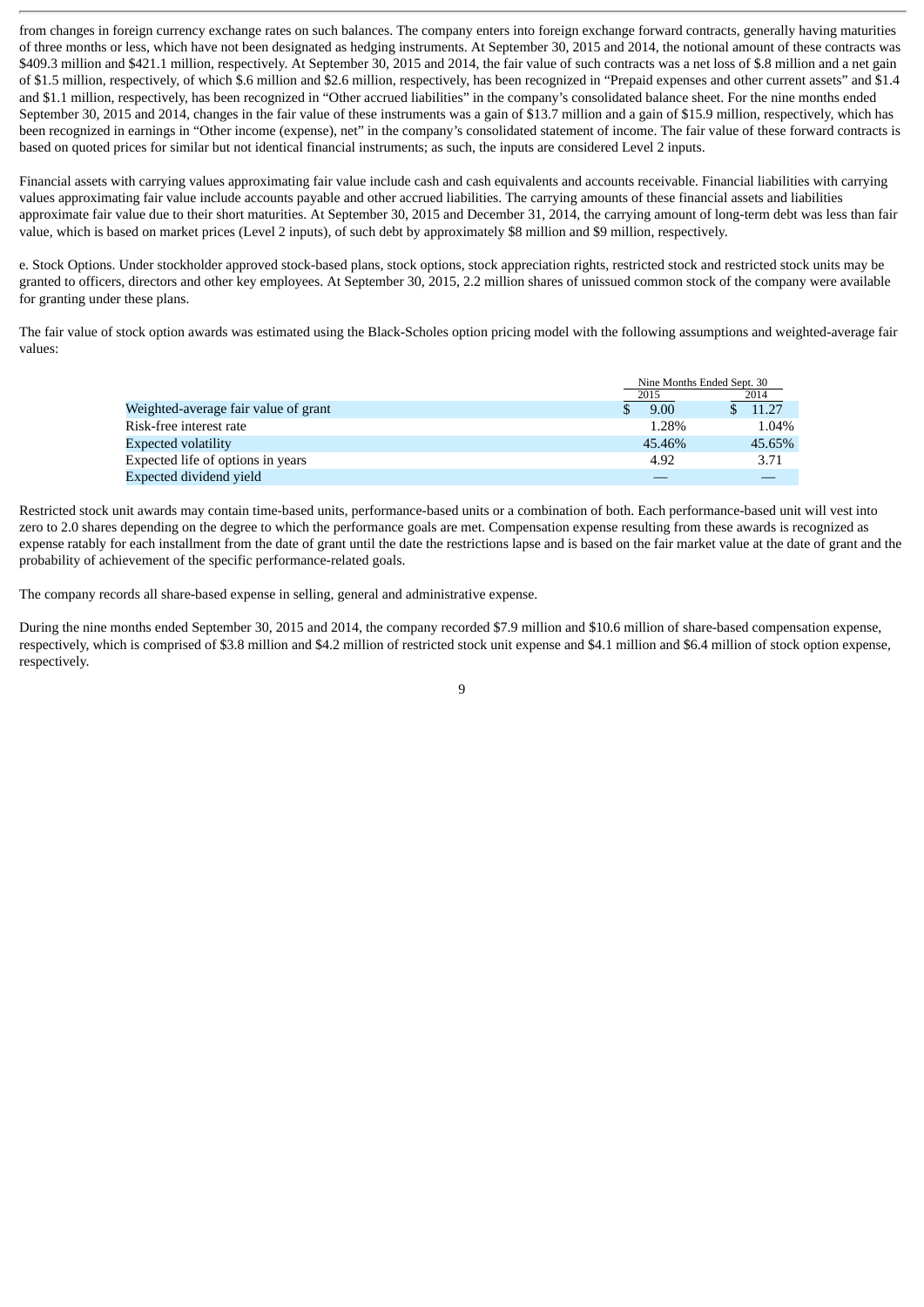from changes in foreign currency exchange rates on such balances. The company enters into foreign exchange forward contracts, generally having maturities of three months or less, which have not been designated as hedging instruments. At September 30, 2015 and 2014, the notional amount of these contracts was $409.3 million and $421.1 million, respectively. At September 30, 2015 and 2014, the fair value of such contracts was a net loss of $.8 million and a net gain of $1.5 million, respectively, of which $.6 million and $2.6 million, respectively, has been recognized in "Prepaid expenses and other current assets" and $1.4 and $1.1 million, respectively, has been recognized in "Other accrued liabilities" in the company's consolidated balance sheet. For the nine months ended September 30, 2015 and 2014, changes in the fair value of these instruments was a gain of $13.7 million and a gain of $15.9 million, respectively, which has been recognized in earnings in "Other income (expense), net" in the company's consolidated statement of income. The fair value of these forward contracts is based on quoted prices for similar but not identical financial instruments; as such, the inputs are considered Level 2 inputs.

Financial assets with carrying values approximating fair value include cash and cash equivalents and accounts receivable. Financial liabilities with carrying values approximating fair value include accounts payable and other accrued liabilities. The carrying amounts of these financial assets and liabilities approximate fair value due to their short maturities. At September 30, 2015 and December 31, 2014, the carrying amount of long-term debt was less than fair value, which is based on market prices (Level 2 inputs), of such debt by approximately $8 million and $9 million, respectively.

e. Stock Options. Under stockholder approved stock-based plans, stock options, stock appreciation rights, restricted stock and restricted stock units may be granted to officers, directors and other key employees. At September 30, 2015, 2.2 million shares of unissued common stock of the company were available for granting under these plans.

The fair value of stock option awards was estimated using the Black-Scholes option pricing model with the following assumptions and weighted-average fair values:

| | Nine Months Ended Sept. 30 | |
|---|---|---|
| | 2015 | 2014 |
| Weighted-average fair value of grant | $ 9.00 | $ 11.27 |
| Risk-free interest rate | 1.28% | 1.04% |
| Expected volatility | 45.46% | 45.65% |
| Expected life of options in years | 4.92 | 3.71 |
| Expected dividend yield | — | — |

Restricted stock unit awards may contain time-based units, performance-based units or a combination of both. Each performance-based unit will vest into zero to 2.0 shares depending on the degree to which the performance goals are met. Compensation expense resulting from these awards is recognized as expense ratably for each installment from the date of grant until the date the restrictions lapse and is based on the fair market value at the date of grant and the probability of achievement of the specific performance-related goals.

The company records all share-based expense in selling, general and administrative expense.

During the nine months ended September 30, 2015 and 2014, the company recorded $7.9 million and $10.6 million of share-based compensation expense, respectively, which is comprised of $3.8 million and $4.2 million of restricted stock unit expense and $4.1 million and $6.4 million of stock option expense, respectively.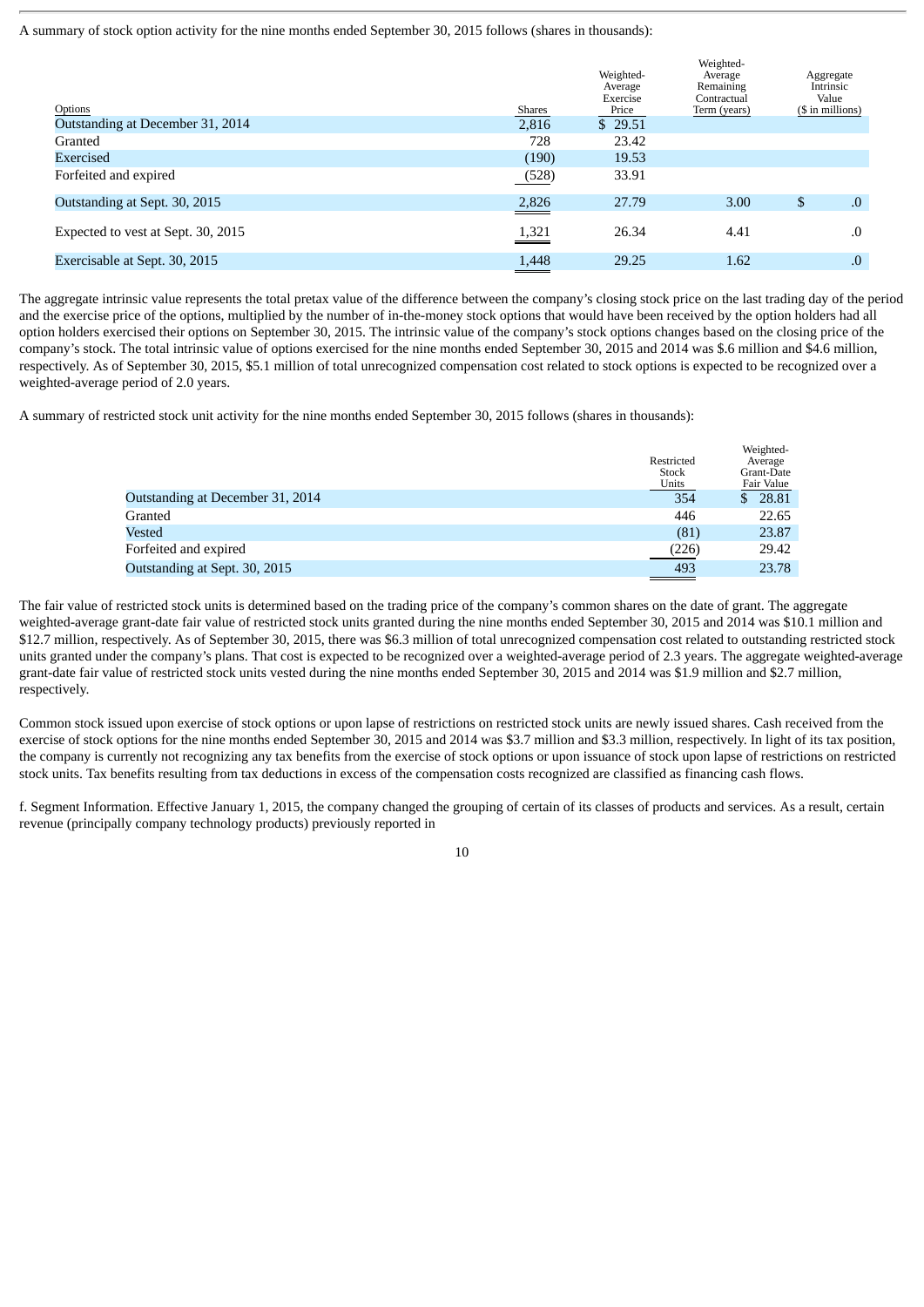A summary of stock option activity for the nine months ended September 30, 2015 follows (shares in thousands):

| Options | Shares | Weighted-Average Exercise Price | Weighted-Average Remaining Contractual Term (years) | Aggregate Intrinsic Value ($ in millions) |
|---|---|---|---|---|
| Outstanding at December 31, 2014 | 2,816 | $ 29.51 | | |
| Granted | 728 | 23.42 | | |
| Exercised | (190) | 19.53 | | |
| Forfeited and expired | (528) | 33.91 | | |
| Outstanding at Sept. 30, 2015 | 2,826 | 27.79 | 3.00 | $ .0 |
| Expected to vest at Sept. 30, 2015 | 1,321 | 26.34 | 4.41 | .0 |
| Exercisable at Sept. 30, 2015 | 1,448 | 29.25 | 1.62 | .0 |

The aggregate intrinsic value represents the total pretax value of the difference between the company's closing stock price on the last trading day of the period and the exercise price of the options, multiplied by the number of in-the-money stock options that would have been received by the option holders had all option holders exercised their options on September 30, 2015. The intrinsic value of the company's stock options changes based on the closing price of the company's stock. The total intrinsic value of options exercised for the nine months ended September 30, 2015 and 2014 was $.6 million and $4.6 million, respectively. As of September 30, 2015, $5.1 million of total unrecognized compensation cost related to stock options is expected to be recognized over a weighted-average period of 2.0 years.

A summary of restricted stock unit activity for the nine months ended September 30, 2015 follows (shares in thousands):

| | Restricted Stock Units | Weighted-Average Grant-Date Fair Value |
|---|---|---|
| Outstanding at December 31, 2014 | 354 | $ 28.81 |
| Granted | 446 | 22.65 |
| Vested | (81) | 23.87 |
| Forfeited and expired | (226) | 29.42 |
| Outstanding at Sept. 30, 2015 | 493 | 23.78 |

The fair value of restricted stock units is determined based on the trading price of the company's common shares on the date of grant. The aggregate weighted-average grant-date fair value of restricted stock units granted during the nine months ended September 30, 2015 and 2014 was $10.1 million and $12.7 million, respectively. As of September 30, 2015, there was $6.3 million of total unrecognized compensation cost related to outstanding restricted stock units granted under the company's plans. That cost is expected to be recognized over a weighted-average period of 2.3 years. The aggregate weighted-average grant-date fair value of restricted stock units vested during the nine months ended September 30, 2015 and 2014 was $1.9 million and $2.7 million, respectively.

Common stock issued upon exercise of stock options or upon lapse of restrictions on restricted stock units are newly issued shares. Cash received from the exercise of stock options for the nine months ended September 30, 2015 and 2014 was $3.7 million and $3.3 million, respectively. In light of its tax position, the company is currently not recognizing any tax benefits from the exercise of stock options or upon issuance of stock upon lapse of restrictions on restricted stock units. Tax benefits resulting from tax deductions in excess of the compensation costs recognized are classified as financing cash flows.

f. Segment Information. Effective January 1, 2015, the company changed the grouping of certain of its classes of products and services. As a result, certain revenue (principally company technology products) previously reported in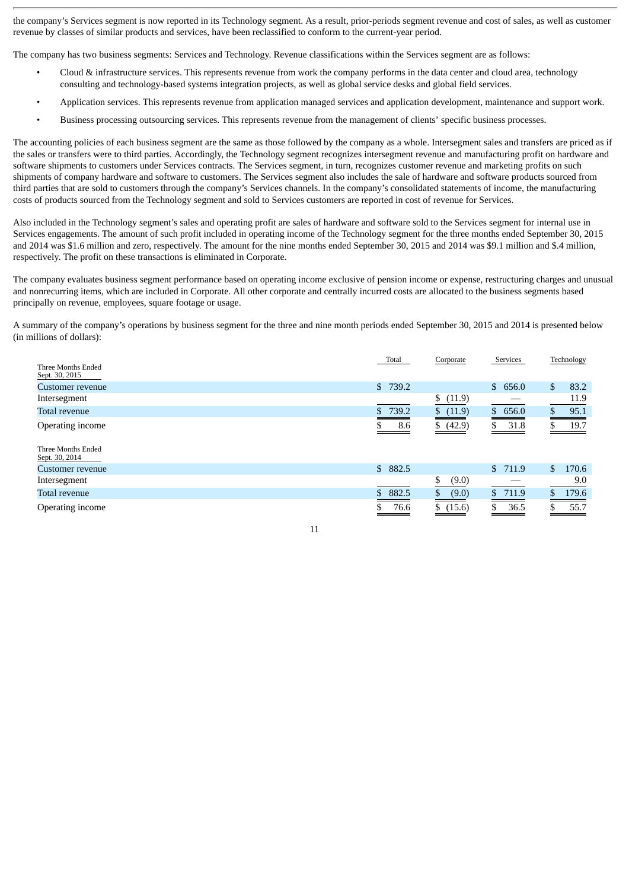the company's Services segment is now reported in its Technology segment. As a result, prior-periods segment revenue and cost of sales, as well as customer revenue by classes of similar products and services, have been reclassified to conform to the current-year period.

The company has two business segments: Services and Technology. Revenue classifications within the Services segment are as follows:

- Cloud & infrastructure services. This represents revenue from work the company performs in the data center and cloud area, technology consulting and technology-based systems integration projects, as well as global service desks and global field services.
- Application services. This represents revenue from application managed services and application development, maintenance and support work.
- Business processing outsourcing services. This represents revenue from the management of clients' specific business processes.

The accounting policies of each business segment are the same as those followed by the company as a whole. Intersegment sales and transfers are priced as if the sales or transfers were to third parties. Accordingly, the Technology segment recognizes intersegment revenue and manufacturing profit on hardware and software shipments to customers under Services contracts. The Services segment, in turn, recognizes customer revenue and marketing profits on such shipments of company hardware and software to customers. The Services segment also includes the sale of hardware and software products sourced from third parties that are sold to customers through the company's Services channels. In the company's consolidated statements of income, the manufacturing costs of products sourced from the Technology segment and sold to Services customers are reported in cost of revenue for Services.

Also included in the Technology segment's sales and operating profit are sales of hardware and software sold to the Services segment for internal use in Services engagements. The amount of such profit included in operating income of the Technology segment for the three months ended September 30, 2015 and 2014 was $1.6 million and zero, respectively. The amount for the nine months ended September 30, 2015 and 2014 was $9.1 million and $.4 million, respectively. The profit on these transactions is eliminated in Corporate.

The company evaluates business segment performance based on operating income exclusive of pension income or expense, restructuring charges and unusual and nonrecurring items, which are included in Corporate. All other corporate and centrally incurred costs are allocated to the business segments based principally on revenue, employees, square footage or usage.

A summary of the company's operations by business segment for the three and nine month periods ended September 30, 2015 and 2014 is presented below (in millions of dollars):

| | Total | Corporate | Services | Technology |
|---|---|---|---|---|
| **Three Months Ended Sept. 30, 2015** | | | | |
| Customer revenue | $ 739.2 | | $ 656.0 | $ 83.2 |
| Intersegment | | $ (11.9) | — | 11.9 |
| Total revenue | $ 739.2 | $ (11.9) | $ 656.0 | $ 95.1 |
| Operating income | $ 8.6 | $ (42.9) | $ 31.8 | $ 19.7 |
| **Three Months Ended Sept. 30, 2014** | | | | |
| Customer revenue | $ 882.5 | | $ 711.9 | $ 170.6 |
| Intersegment | | $ (9.0) | — | 9.0 |
| Total revenue | $ 882.5 | $ (9.0) | $ 711.9 | $ 179.6 |
| Operating income | $ 76.6 | $ (15.6) | $ 36.5 | $ 55.7 |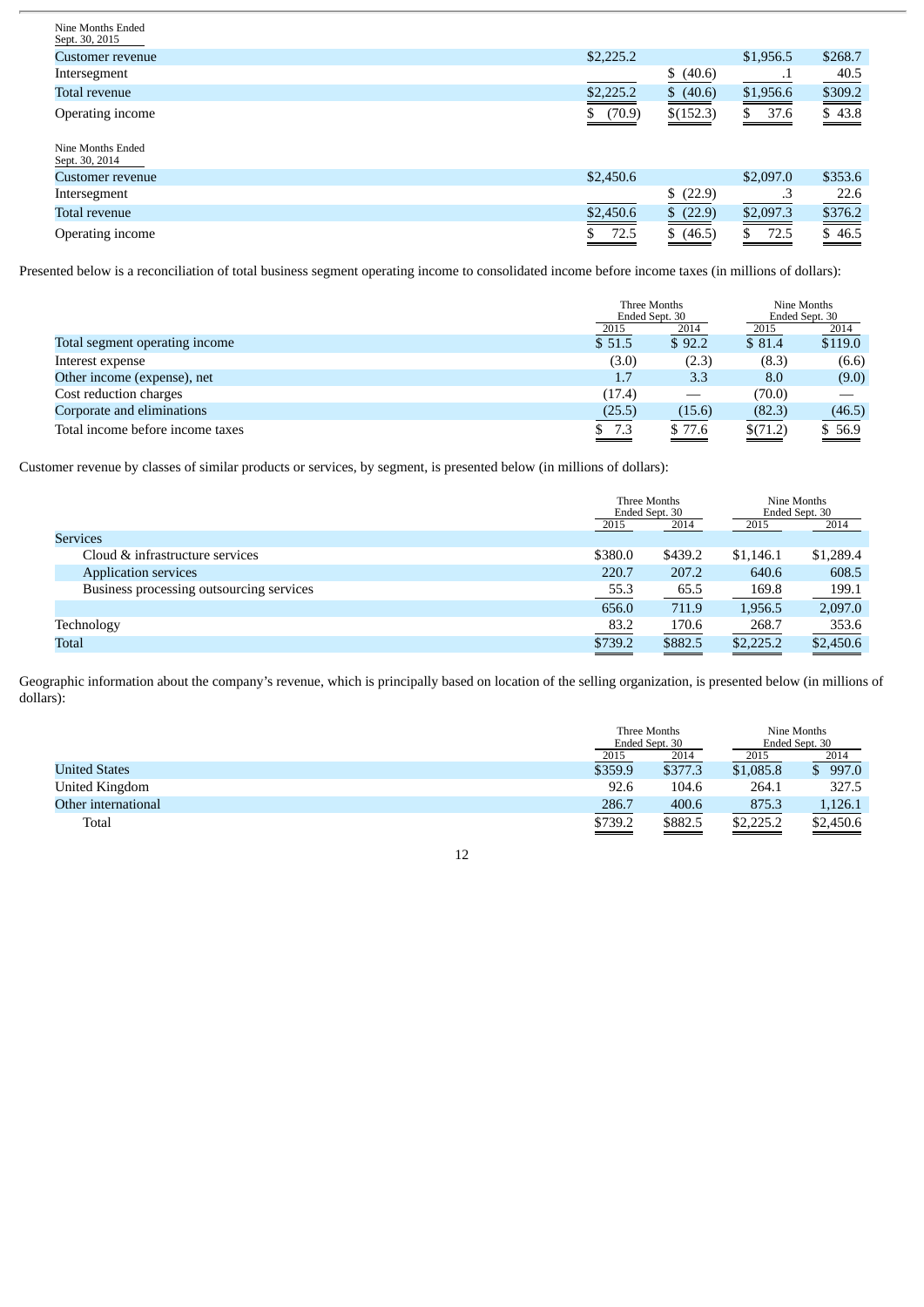| Nine Months Ended Sept. 30, 2015 | | | | |
|---|---|---|---|---|
| Customer revenue | $2,225.2 | | $1,956.5 | $268.7 |
| Intersegment | | $ (40.6) | .1 | 40.5 |
| Total revenue | $2,225.2 | $ (40.6) | $1,956.6 | $309.2 |
| Operating income | $ (70.9) | $(152.3) | $ 37.6 | $ 43.8 |
| **Nine Months Ended Sept. 30, 2014** | | | | |
| Customer revenue | $2,450.6 | | $2,097.0 | $353.6 |
| Intersegment | | $ (22.9) | .3 | 22.6 |
| Total revenue | $2,450.6 | $ (22.9) | $2,097.3 | $376.2 |
| Operating income | $ 72.5 | $ (46.5) | $ 72.5 | $ 46.5 |

Presented below is a reconciliation of total business segment operating income to consolidated income before income taxes (in millions of dollars):

| | Three Months Ended Sept. 30 | | Nine Months Ended Sept. 30 | |
|---|---|---|---|---|
| | 2015 | 2014 | 2015 | 2014 |
| Total segment operating income | $ 51.5 | $ 92.2 | $ 81.4 | $119.0 |
| Interest expense | (3.0) | (2.3) | (8.3) | (6.6) |
| Other income (expense), net | 1.7 | 3.3 | 8.0 | (9.0) |
| Cost reduction charges | (17.4) | — | (70.0) | — |
| Corporate and eliminations | (25.5) | (15.6) | (82.3) | (46.5) |
| Total income before income taxes | $ 7.3 | $ 77.6 | $(71.2) | $ 56.9 |

Customer revenue by classes of similar products or services, by segment, is presented below (in millions of dollars):

| | Three Months Ended Sept. 30 | | Nine Months Ended Sept. 30 | |
|---|---|---|---|---|
| | 2015 | 2014 | 2015 | 2014 |
| Services | | | | |
| Cloud & infrastructure services | $380.0 | $439.2 | $1,146.1 | $1,289.4 |
| Application services | 220.7 | 207.2 | 640.6 | 608.5 |
| Business processing outsourcing services | 55.3 | 65.5 | 169.8 | 199.1 |
| | 656.0 | 711.9 | 1,956.5 | 2,097.0 |
| Technology | 83.2 | 170.6 | 268.7 | 353.6 |
| Total | $739.2 | $882.5 | $2,225.2 | $2,450.6 |

Geographic information about the company's revenue, which is principally based on location of the selling organization, is presented below (in millions of dollars):

| | Three Months Ended Sept. 30 | | Nine Months Ended Sept. 30 | |
|---|---|---|---|---|
| | 2015 | 2014 | 2015 | 2014 |
| United States | $359.9 | $377.3 | $1,085.8 | $ 997.0 |
| United Kingdom | 92.6 | 104.6 | 264.1 | 327.5 |
| Other international | 286.7 | 400.6 | 875.3 | 1,126.1 |
| Total | $739.2 | $882.5 | $2,225.2 | $2,450.6 |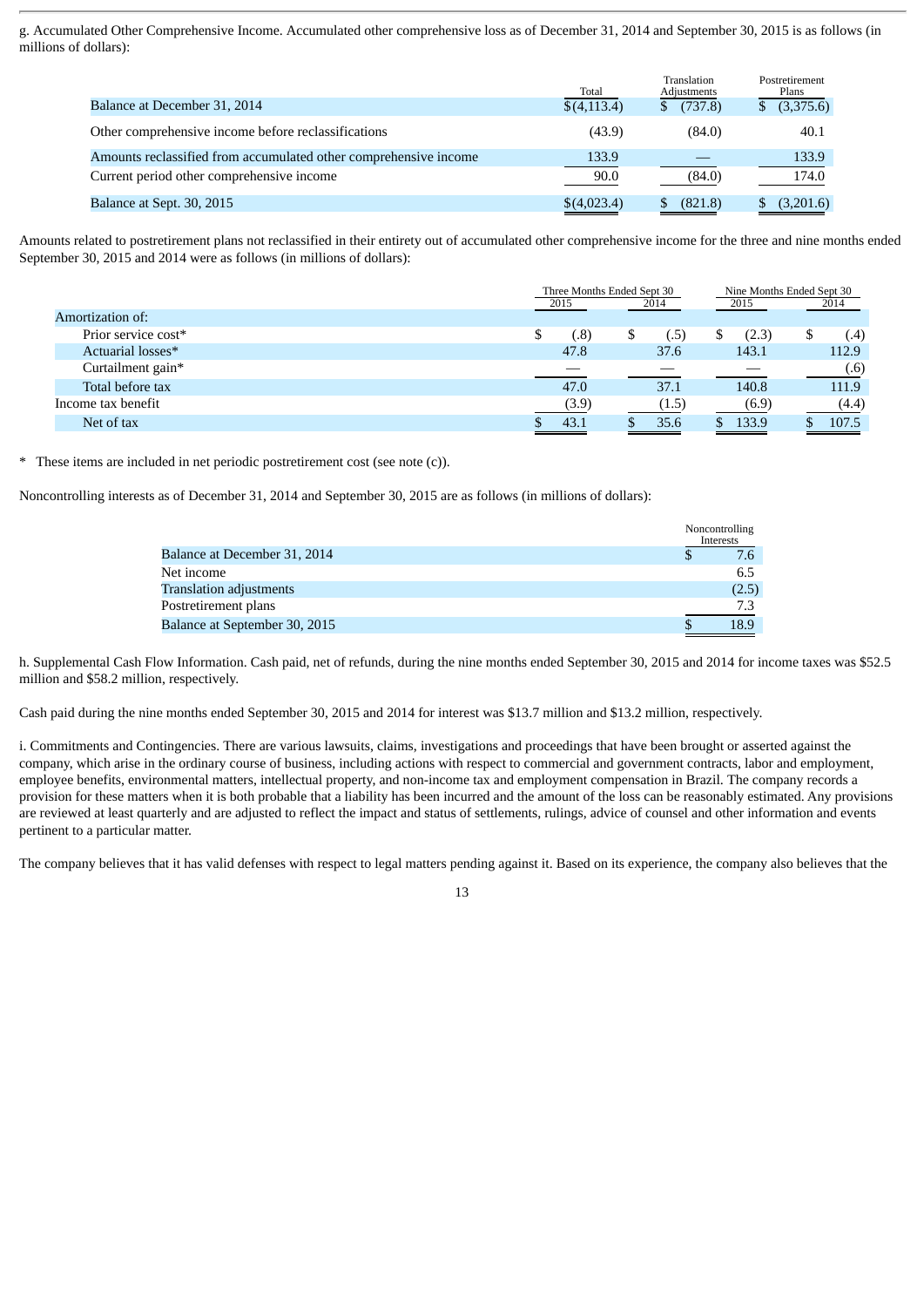g. Accumulated Other Comprehensive Income. Accumulated other comprehensive loss as of December 31, 2014 and September 30, 2015 is as follows (in millions of dollars):

| | Total | Translation Adjustments | Postretirement Plans |
|---|---|---|---|
| Balance at December 31, 2014 | $(4,113.4) | $ (737.8) | $ (3,375.6) |
| Other comprehensive income before reclassifications | (43.9) | (84.0) | 40.1 |
| Amounts reclassified from accumulated other comprehensive income | 133.9 | — | 133.9 |
| Current period other comprehensive income | 90.0 | (84.0) | 174.0 |
| Balance at Sept. 30, 2015 | $(4,023.4) | $ (821.8) | $ (3,201.6) |

Amounts related to postretirement plans not reclassified in their entirety out of accumulated other comprehensive income for the three and nine months ended September 30, 2015 and 2014 were as follows (in millions of dollars):

| | Three Months Ended Sept 30 | | Nine Months Ended Sept 30 | |
|---|---|---|---|---|
| | 2015 | 2014 | 2015 | 2014 |
| Amortization of: | | | | |
| Prior service cost* | $ (.8) | $ (.5) | $ (2.3) | $ (.4) |
| Actuarial losses* | 47.8 | 37.6 | 143.1 | 112.9 |
| Curtailment gain* | — | — | — | (.6) |
| Total before tax | 47.0 | 37.1 | 140.8 | 111.9 |
| Income tax benefit | (3.9) | (1.5) | (6.9) | (4.4) |
| Net of tax | $ 43.1 | $ 35.6 | $ 133.9 | $ 107.5 |

\* These items are included in net periodic postretirement cost (see note (c)).

Noncontrolling interests as of December 31, 2014 and September 30, 2015 are as follows (in millions of dollars):

| | Noncontrolling Interests |
|---|---|
| Balance at December 31, 2014 | $ 7.6 |
| Net income | 6.5 |
| Translation adjustments | (2.5) |
| Postretirement plans | 7.3 |
| Balance at September 30, 2015 | $ 18.9 |

h. Supplemental Cash Flow Information. Cash paid, net of refunds, during the nine months ended September 30, 2015 and 2014 for income taxes was $52.5 million and $58.2 million, respectively.

Cash paid during the nine months ended September 30, 2015 and 2014 for interest was $13.7 million and $13.2 million, respectively.

i. Commitments and Contingencies. There are various lawsuits, claims, investigations and proceedings that have been brought or asserted against the company, which arise in the ordinary course of business, including actions with respect to commercial and government contracts, labor and employment, employee benefits, environmental matters, intellectual property, and non-income tax and employment compensation in Brazil. The company records a provision for these matters when it is both probable that a liability has been incurred and the amount of the loss can be reasonably estimated. Any provisions are reviewed at least quarterly and are adjusted to reflect the impact and status of settlements, rulings, advice of counsel and other information and events pertinent to a particular matter.

The company believes that it has valid defenses with respect to legal matters pending against it. Based on its experience, the company also believes that the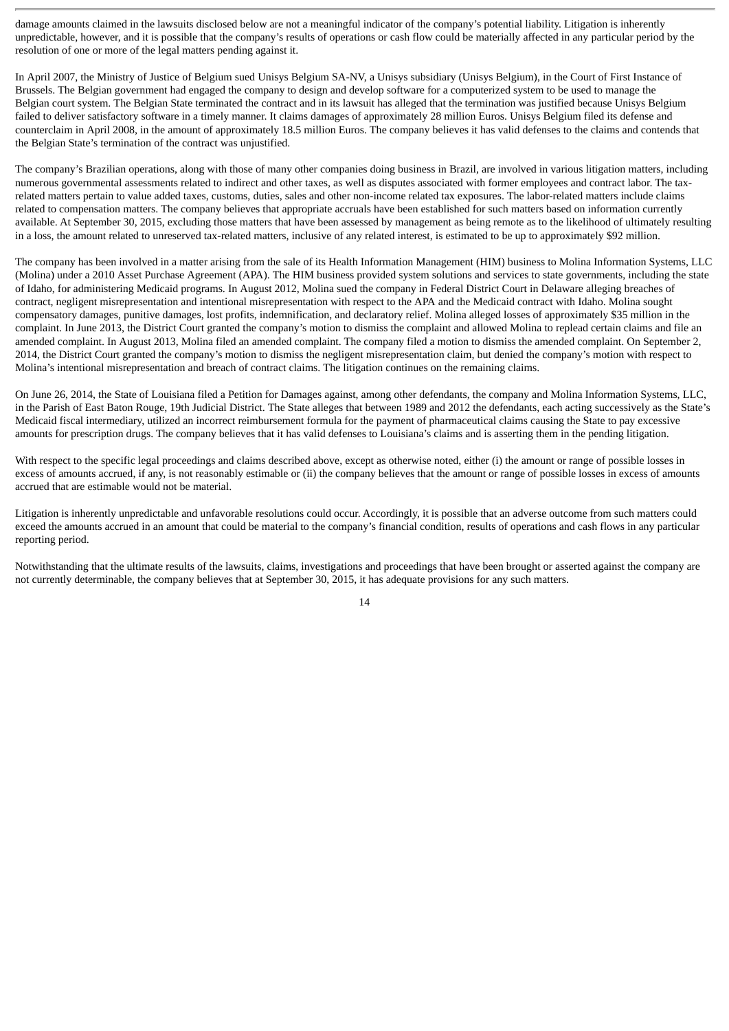damage amounts claimed in the lawsuits disclosed below are not a meaningful indicator of the company's potential liability. Litigation is inherently unpredictable, however, and it is possible that the company's results of operations or cash flow could be materially affected in any particular period by the resolution of one or more of the legal matters pending against it.

In April 2007, the Ministry of Justice of Belgium sued Unisys Belgium SA-NV, a Unisys subsidiary (Unisys Belgium), in the Court of First Instance of Brussels. The Belgian government had engaged the company to design and develop software for a computerized system to be used to manage the Belgian court system. The Belgian State terminated the contract and in its lawsuit has alleged that the termination was justified because Unisys Belgium failed to deliver satisfactory software in a timely manner. It claims damages of approximately 28 million Euros. Unisys Belgium filed its defense and counterclaim in April 2008, in the amount of approximately 18.5 million Euros. The company believes it has valid defenses to the claims and contends that the Belgian State's termination of the contract was unjustified.

The company's Brazilian operations, along with those of many other companies doing business in Brazil, are involved in various litigation matters, including numerous governmental assessments related to indirect and other taxes, as well as disputes associated with former employees and contract labor. The tax-related matters pertain to value added taxes, customs, duties, sales and other non-income related tax exposures. The labor-related matters include claims related to compensation matters. The company believes that appropriate accruals have been established for such matters based on information currently available. At September 30, 2015, excluding those matters that have been assessed by management as being remote as to the likelihood of ultimately resulting in a loss, the amount related to unreserved tax-related matters, inclusive of any related interest, is estimated to be up to approximately $92 million.

The company has been involved in a matter arising from the sale of its Health Information Management (HIM) business to Molina Information Systems, LLC (Molina) under a 2010 Asset Purchase Agreement (APA). The HIM business provided system solutions and services to state governments, including the state of Idaho, for administering Medicaid programs. In August 2012, Molina sued the company in Federal District Court in Delaware alleging breaches of contract, negligent misrepresentation and intentional misrepresentation with respect to the APA and the Medicaid contract with Idaho. Molina sought compensatory damages, punitive damages, lost profits, indemnification, and declaratory relief. Molina alleged losses of approximately $35 million in the complaint. In June 2013, the District Court granted the company's motion to dismiss the complaint and allowed Molina to replead certain claims and file an amended complaint. In August 2013, Molina filed an amended complaint. The company filed a motion to dismiss the amended complaint. On September 2, 2014, the District Court granted the company's motion to dismiss the negligent misrepresentation claim, but denied the company's motion with respect to Molina's intentional misrepresentation and breach of contract claims. The litigation continues on the remaining claims.

On June 26, 2014, the State of Louisiana filed a Petition for Damages against, among other defendants, the company and Molina Information Systems, LLC, in the Parish of East Baton Rouge, 19th Judicial District. The State alleges that between 1989 and 2012 the defendants, each acting successively as the State's Medicaid fiscal intermediary, utilized an incorrect reimbursement formula for the payment of pharmaceutical claims causing the State to pay excessive amounts for prescription drugs. The company believes that it has valid defenses to Louisiana's claims and is asserting them in the pending litigation.

With respect to the specific legal proceedings and claims described above, except as otherwise noted, either (i) the amount or range of possible losses in excess of amounts accrued, if any, is not reasonably estimable or (ii) the company believes that the amount or range of possible losses in excess of amounts accrued that are estimable would not be material.

Litigation is inherently unpredictable and unfavorable resolutions could occur. Accordingly, it is possible that an adverse outcome from such matters could exceed the amounts accrued in an amount that could be material to the company's financial condition, results of operations and cash flows in any particular reporting period.

Notwithstanding that the ultimate results of the lawsuits, claims, investigations and proceedings that have been brought or asserted against the company are not currently determinable, the company believes that at September 30, 2015, it has adequate provisions for any such matters.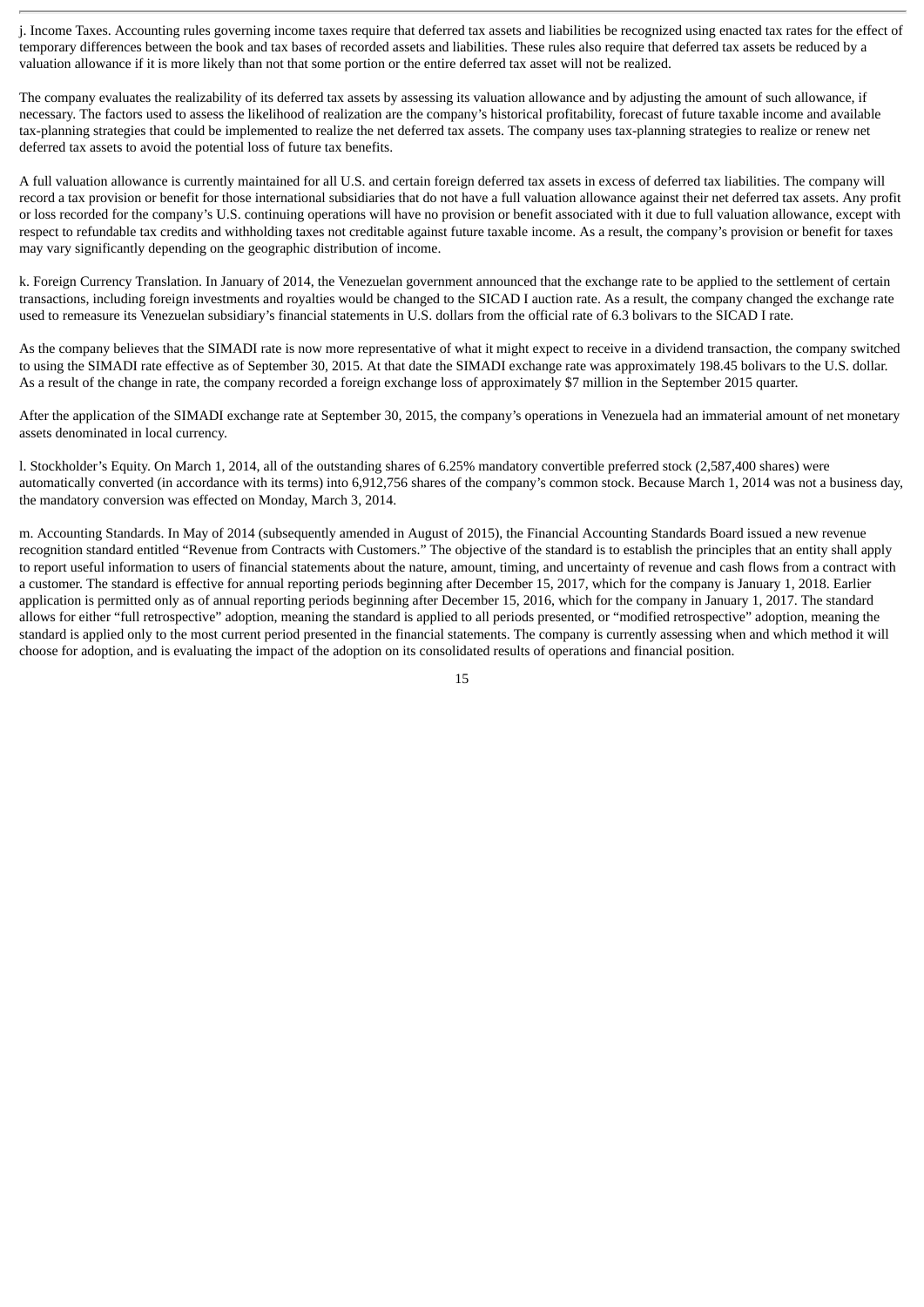j. Income Taxes. Accounting rules governing income taxes require that deferred tax assets and liabilities be recognized using enacted tax rates for the effect of temporary differences between the book and tax bases of recorded assets and liabilities. These rules also require that deferred tax assets be reduced by a valuation allowance if it is more likely than not that some portion or the entire deferred tax asset will not be realized.

The company evaluates the realizability of its deferred tax assets by assessing its valuation allowance and by adjusting the amount of such allowance, if necessary. The factors used to assess the likelihood of realization are the company's historical profitability, forecast of future taxable income and available tax-planning strategies that could be implemented to realize the net deferred tax assets. The company uses tax-planning strategies to realize or renew net deferred tax assets to avoid the potential loss of future tax benefits.

A full valuation allowance is currently maintained for all U.S. and certain foreign deferred tax assets in excess of deferred tax liabilities. The company will record a tax provision or benefit for those international subsidiaries that do not have a full valuation allowance against their net deferred tax assets. Any profit or loss recorded for the company's U.S. continuing operations will have no provision or benefit associated with it due to full valuation allowance, except with respect to refundable tax credits and withholding taxes not creditable against future taxable income. As a result, the company's provision or benefit for taxes may vary significantly depending on the geographic distribution of income.

k. Foreign Currency Translation. In January of 2014, the Venezuelan government announced that the exchange rate to be applied to the settlement of certain transactions, including foreign investments and royalties would be changed to the SICAD I auction rate. As a result, the company changed the exchange rate used to remeasure its Venezuelan subsidiary's financial statements in U.S. dollars from the official rate of 6.3 bolivars to the SICAD I rate.

As the company believes that the SIMADI rate is now more representative of what it might expect to receive in a dividend transaction, the company switched to using the SIMADI rate effective as of September 30, 2015. At that date the SIMADI exchange rate was approximately 198.45 bolivars to the U.S. dollar. As a result of the change in rate, the company recorded a foreign exchange loss of approximately $7 million in the September 2015 quarter.

After the application of the SIMADI exchange rate at September 30, 2015, the company's operations in Venezuela had an immaterial amount of net monetary assets denominated in local currency.

l. Stockholder's Equity. On March 1, 2014, all of the outstanding shares of 6.25% mandatory convertible preferred stock (2,587,400 shares) were automatically converted (in accordance with its terms) into 6,912,756 shares of the company's common stock. Because March 1, 2014 was not a business day, the mandatory conversion was effected on Monday, March 3, 2014.

m. Accounting Standards. In May of 2014 (subsequently amended in August of 2015), the Financial Accounting Standards Board issued a new revenue recognition standard entitled "Revenue from Contracts with Customers." The objective of the standard is to establish the principles that an entity shall apply to report useful information to users of financial statements about the nature, amount, timing, and uncertainty of revenue and cash flows from a contract with a customer. The standard is effective for annual reporting periods beginning after December 15, 2017, which for the company is January 1, 2018. Earlier application is permitted only as of annual reporting periods beginning after December 15, 2016, which for the company in January 1, 2017. The standard allows for either "full retrospective" adoption, meaning the standard is applied to all periods presented, or "modified retrospective" adoption, meaning the standard is applied only to the most current period presented in the financial statements. The company is currently assessing when and which method it will choose for adoption, and is evaluating the impact of the adoption on its consolidated results of operations and financial position.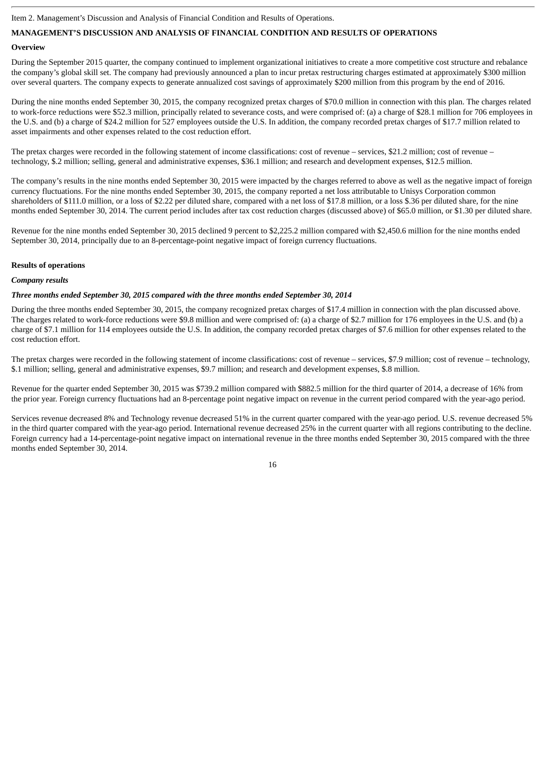Item 2. Management's Discussion and Analysis of Financial Condition and Results of Operations.

## MANAGEMENT'S DISCUSSION AND ANALYSIS OF FINANCIAL CONDITION AND RESULTS OF OPERATIONS

### Overview

During the September 2015 quarter, the company continued to implement organizational initiatives to create a more competitive cost structure and rebalance the company's global skill set. The company had previously announced a plan to incur pretax restructuring charges estimated at approximately $300 million over several quarters. The company expects to generate annualized cost savings of approximately $200 million from this program by the end of 2016.

During the nine months ended September 30, 2015, the company recognized pretax charges of $70.0 million in connection with this plan. The charges related to work-force reductions were $52.3 million, principally related to severance costs, and were comprised of: (a) a charge of $28.1 million for 706 employees in the U.S. and (b) a charge of $24.2 million for 527 employees outside the U.S. In addition, the company recorded pretax charges of $17.7 million related to asset impairments and other expenses related to the cost reduction effort.

The pretax charges were recorded in the following statement of income classifications: cost of revenue – services, $21.2 million; cost of revenue – technology, $.2 million; selling, general and administrative expenses, $36.1 million; and research and development expenses, $12.5 million.

The company's results in the nine months ended September 30, 2015 were impacted by the charges referred to above as well as the negative impact of foreign currency fluctuations. For the nine months ended September 30, 2015, the company reported a net loss attributable to Unisys Corporation common shareholders of $111.0 million, or a loss of $2.22 per diluted share, compared with a net loss of $17.8 million, or a loss $.36 per diluted share, for the nine months ended September 30, 2014. The current period includes after tax cost reduction charges (discussed above) of $65.0 million, or $1.30 per diluted share.

Revenue for the nine months ended September 30, 2015 declined 9 percent to $2,225.2 million compared with $2,450.6 million for the nine months ended September 30, 2014, principally due to an 8-percentage-point negative impact of foreign currency fluctuations.

### Results of operations

***Company results***

***Three months ended September 30, 2015 compared with the three months ended September 30, 2014***

During the three months ended September 30, 2015, the company recognized pretax charges of $17.4 million in connection with the plan discussed above. The charges related to work-force reductions were $9.8 million and were comprised of: (a) a charge of $2.7 million for 176 employees in the U.S. and (b) a charge of $7.1 million for 114 employees outside the U.S. In addition, the company recorded pretax charges of $7.6 million for other expenses related to the cost reduction effort.

The pretax charges were recorded in the following statement of income classifications: cost of revenue – services, $7.9 million; cost of revenue – technology, $.1 million; selling, general and administrative expenses, $9.7 million; and research and development expenses, $.8 million.

Revenue for the quarter ended September 30, 2015 was $739.2 million compared with $882.5 million for the third quarter of 2014, a decrease of 16% from the prior year. Foreign currency fluctuations had an 8-percentage point negative impact on revenue in the current period compared with the year-ago period.

Services revenue decreased 8% and Technology revenue decreased 51% in the current quarter compared with the year-ago period. U.S. revenue decreased 5% in the third quarter compared with the year-ago period. International revenue decreased 25% in the current quarter with all regions contributing to the decline. Foreign currency had a 14-percentage-point negative impact on international revenue in the three months ended September 30, 2015 compared with the three months ended September 30, 2014.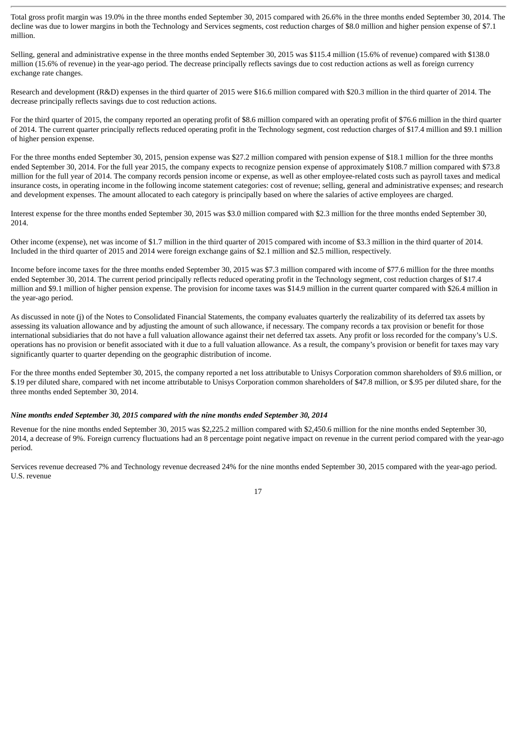Total gross profit margin was 19.0% in the three months ended September 30, 2015 compared with 26.6% in the three months ended September 30, 2014. The decline was due to lower margins in both the Technology and Services segments, cost reduction charges of $8.0 million and higher pension expense of $7.1 million.

Selling, general and administrative expense in the three months ended September 30, 2015 was $115.4 million (15.6% of revenue) compared with $138.0 million (15.6% of revenue) in the year-ago period. The decrease principally reflects savings due to cost reduction actions as well as foreign currency exchange rate changes.

Research and development (R&D) expenses in the third quarter of 2015 were $16.6 million compared with $20.3 million in the third quarter of 2014. The decrease principally reflects savings due to cost reduction actions.

For the third quarter of 2015, the company reported an operating profit of $8.6 million compared with an operating profit of $76.6 million in the third quarter of 2014. The current quarter principally reflects reduced operating profit in the Technology segment, cost reduction charges of $17.4 million and $9.1 million of higher pension expense.

For the three months ended September 30, 2015, pension expense was $27.2 million compared with pension expense of $18.1 million for the three months ended September 30, 2014. For the full year 2015, the company expects to recognize pension expense of approximately $108.7 million compared with $73.8 million for the full year of 2014. The company records pension income or expense, as well as other employee-related costs such as payroll taxes and medical insurance costs, in operating income in the following income statement categories: cost of revenue; selling, general and administrative expenses; and research and development expenses. The amount allocated to each category is principally based on where the salaries of active employees are charged.

Interest expense for the three months ended September 30, 2015 was $3.0 million compared with $2.3 million for the three months ended September 30, 2014.

Other income (expense), net was income of $1.7 million in the third quarter of 2015 compared with income of $3.3 million in the third quarter of 2014. Included in the third quarter of 2015 and 2014 were foreign exchange gains of $2.1 million and $2.5 million, respectively.

Income before income taxes for the three months ended September 30, 2015 was $7.3 million compared with income of $77.6 million for the three months ended September 30, 2014. The current period principally reflects reduced operating profit in the Technology segment, cost reduction charges of $17.4 million and $9.1 million of higher pension expense. The provision for income taxes was $14.9 million in the current quarter compared with $26.4 million in the year-ago period.

As discussed in note (j) of the Notes to Consolidated Financial Statements, the company evaluates quarterly the realizability of its deferred tax assets by assessing its valuation allowance and by adjusting the amount of such allowance, if necessary. The company records a tax provision or benefit for those international subsidiaries that do not have a full valuation allowance against their net deferred tax assets. Any profit or loss recorded for the company's U.S. operations has no provision or benefit associated with it due to a full valuation allowance. As a result, the company's provision or benefit for taxes may vary significantly quarter to quarter depending on the geographic distribution of income.

For the three months ended September 30, 2015, the company reported a net loss attributable to Unisys Corporation common shareholders of $9.6 million, or $.19 per diluted share, compared with net income attributable to Unisys Corporation common shareholders of $47.8 million, or $.95 per diluted share, for the three months ended September 30, 2014.

***Nine months ended September 30, 2015 compared with the nine months ended September 30, 2014***

Revenue for the nine months ended September 30, 2015 was $2,225.2 million compared with $2,450.6 million for the nine months ended September 30, 2014, a decrease of 9%. Foreign currency fluctuations had an 8 percentage point negative impact on revenue in the current period compared with the year-ago period.

Services revenue decreased 7% and Technology revenue decreased 24% for the nine months ended September 30, 2015 compared with the year-ago period. U.S. revenue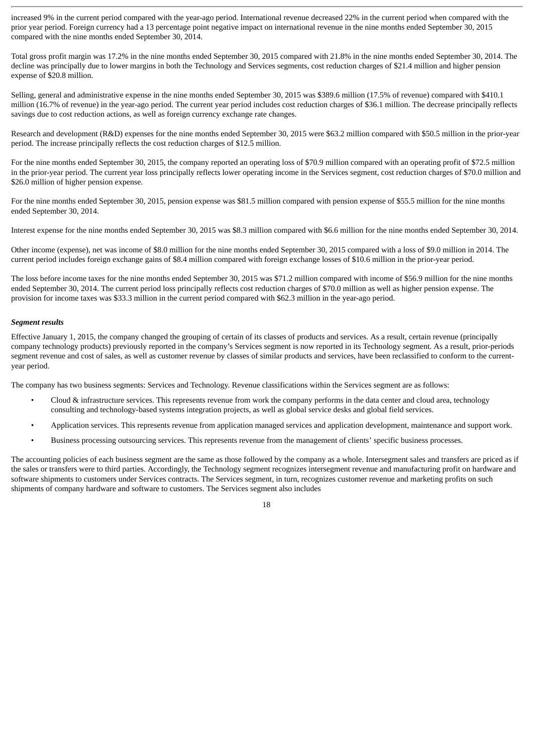increased 9% in the current period compared with the year-ago period. International revenue decreased 22% in the current period when compared with the prior year period. Foreign currency had a 13 percentage point negative impact on international revenue in the nine months ended September 30, 2015 compared with the nine months ended September 30, 2014.

Total gross profit margin was 17.2% in the nine months ended September 30, 2015 compared with 21.8% in the nine months ended September 30, 2014. The decline was principally due to lower margins in both the Technology and Services segments, cost reduction charges of $21.4 million and higher pension expense of $20.8 million.

Selling, general and administrative expense in the nine months ended September 30, 2015 was $389.6 million (17.5% of revenue) compared with $410.1 million (16.7% of revenue) in the year-ago period. The current year period includes cost reduction charges of $36.1 million. The decrease principally reflects savings due to cost reduction actions, as well as foreign currency exchange rate changes.

Research and development (R&D) expenses for the nine months ended September 30, 2015 were $63.2 million compared with $50.5 million in the prior-year period. The increase principally reflects the cost reduction charges of $12.5 million.

For the nine months ended September 30, 2015, the company reported an operating loss of $70.9 million compared with an operating profit of $72.5 million in the prior-year period. The current year loss principally reflects lower operating income in the Services segment, cost reduction charges of $70.0 million and $26.0 million of higher pension expense.

For the nine months ended September 30, 2015, pension expense was $81.5 million compared with pension expense of $55.5 million for the nine months ended September 30, 2014.

Interest expense for the nine months ended September 30, 2015 was $8.3 million compared with $6.6 million for the nine months ended September 30, 2014.

Other income (expense), net was income of $8.0 million for the nine months ended September 30, 2015 compared with a loss of $9.0 million in 2014. The current period includes foreign exchange gains of $8.4 million compared with foreign exchange losses of $10.6 million in the prior-year period.

The loss before income taxes for the nine months ended September 30, 2015 was $71.2 million compared with income of $56.9 million for the nine months ended September 30, 2014. The current period loss principally reflects cost reduction charges of $70.0 million as well as higher pension expense. The provision for income taxes was $33.3 million in the current period compared with $62.3 million in the year-ago period.

***Segment results***

Effective January 1, 2015, the company changed the grouping of certain of its classes of products and services. As a result, certain revenue (principally company technology products) previously reported in the company's Services segment is now reported in its Technology segment. As a result, prior-periods segment revenue and cost of sales, as well as customer revenue by classes of similar products and services, have been reclassified to conform to the current-year period.

The company has two business segments: Services and Technology. Revenue classifications within the Services segment are as follows:

- Cloud & infrastructure services. This represents revenue from work the company performs in the data center and cloud area, technology consulting and technology-based systems integration projects, as well as global service desks and global field services.
- Application services. This represents revenue from application managed services and application development, maintenance and support work.
- Business processing outsourcing services. This represents revenue from the management of clients' specific business processes.

The accounting policies of each business segment are the same as those followed by the company as a whole. Intersegment sales and transfers are priced as if the sales or transfers were to third parties. Accordingly, the Technology segment recognizes intersegment revenue and manufacturing profit on hardware and software shipments to customers under Services contracts. The Services segment, in turn, recognizes customer revenue and marketing profits on such shipments of company hardware and software to customers. The Services segment also includes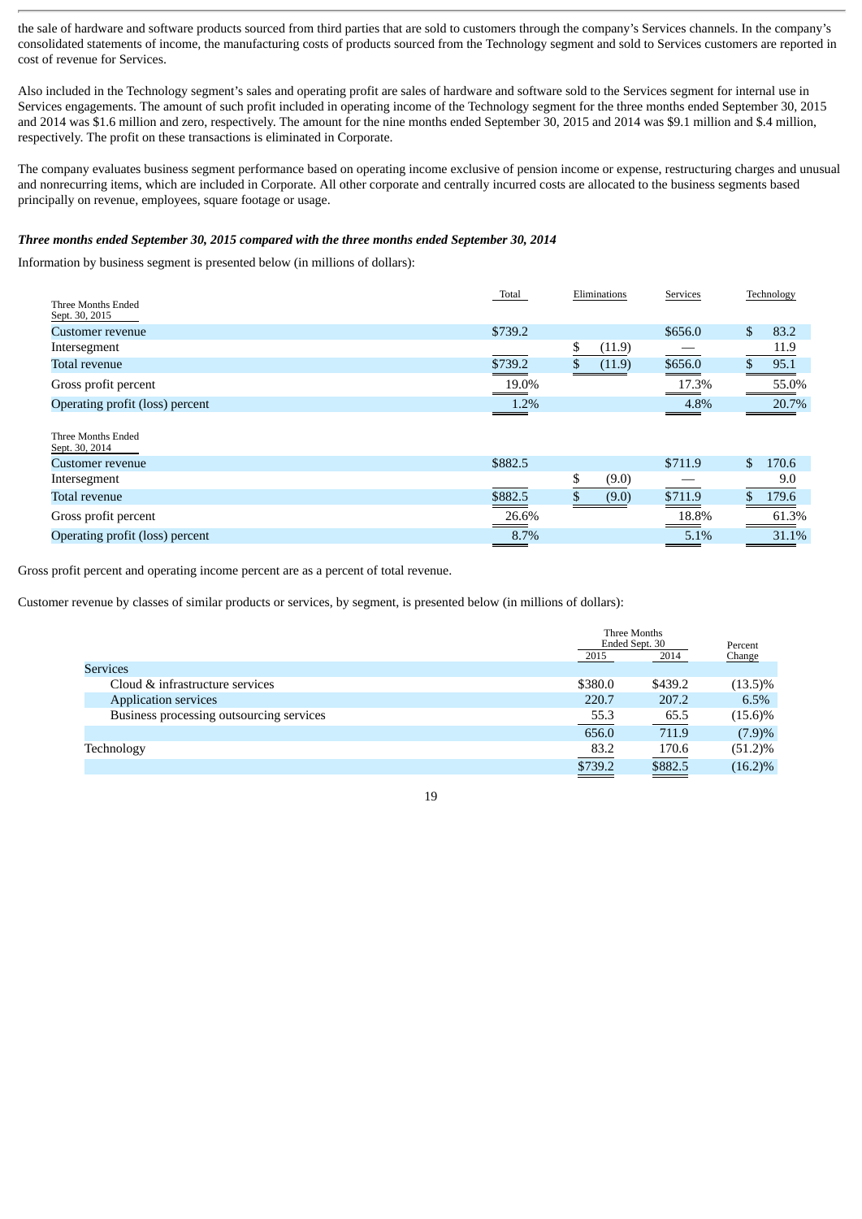the sale of hardware and software products sourced from third parties that are sold to customers through the company's Services channels. In the company's consolidated statements of income, the manufacturing costs of products sourced from the Technology segment and sold to Services customers are reported in cost of revenue for Services.

Also included in the Technology segment's sales and operating profit are sales of hardware and software sold to the Services segment for internal use in Services engagements. The amount of such profit included in operating income of the Technology segment for the three months ended September 30, 2015 and 2014 was $1.6 million and zero, respectively. The amount for the nine months ended September 30, 2015 and 2014 was $9.1 million and $.4 million, respectively. The profit on these transactions is eliminated in Corporate.

The company evaluates business segment performance based on operating income exclusive of pension income or expense, restructuring charges and unusual and nonrecurring items, which are included in Corporate. All other corporate and centrally incurred costs are allocated to the business segments based principally on revenue, employees, square footage or usage.

***Three months ended September 30, 2015 compared with the three months ended September 30, 2014***

Information by business segment is presented below (in millions of dollars):

| | Total | Eliminations | Services | Technology |
|---|---|---|---|---|
| **Three Months Ended Sept. 30, 2015** | | | | |
| Customer revenue | $739.2 | | $656.0 | $ 83.2 |
| Intersegment | | $ (11.9) | — | 11.9 |
| Total revenue | $739.2 | $ (11.9) | $656.0 | $ 95.1 |
| Gross profit percent | 19.0% | | 17.3% | 55.0% |
| Operating profit (loss) percent | 1.2% | | 4.8% | 20.7% |
| **Three Months Ended Sept. 30, 2014** | | | | |
| Customer revenue | $882.5 | | $711.9 | $ 170.6 |
| Intersegment | | $ (9.0) | — | 9.0 |
| Total revenue | $882.5 | $ (9.0) | $711.9 | $ 179.6 |
| Gross profit percent | 26.6% | | 18.8% | 61.3% |
| Operating profit (loss) percent | 8.7% | | 5.1% | 31.1% |

Gross profit percent and operating income percent are as a percent of total revenue.

Customer revenue by classes of similar products or services, by segment, is presented below (in millions of dollars):

| | Three Months Ended Sept. 30 | | Percent Change |
|---|---|---|---|
| | 2015 | 2014 | |
| Services | | | |
| Cloud & infrastructure services | $380.0 | $439.2 | (13.5)% |
| Application services | 220.7 | 207.2 | 6.5% |
| Business processing outsourcing services | 55.3 | 65.5 | (15.6)% |
| | 656.0 | 711.9 | (7.9)% |
| Technology | 83.2 | 170.6 | (51.2)% |
| | $739.2 | $882.5 | (16.2)% |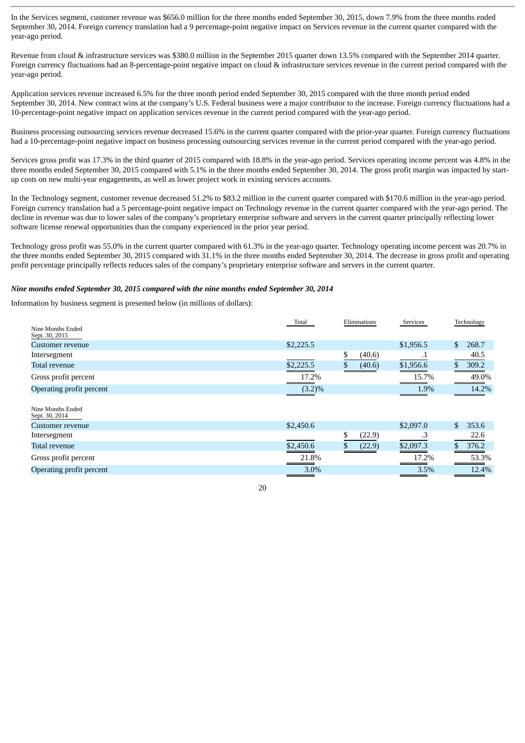In the Services segment, customer revenue was $656.0 million for the three months ended September 30, 2015, down 7.9% from the three months ended September 30, 2014. Foreign currency translation had a 9 percentage-point negative impact on Services revenue in the current quarter compared with the year-ago period.

Revenue from cloud & infrastructure services was $380.0 million in the September 2015 quarter down 13.5% compared with the September 2014 quarter. Foreign currency fluctuations had an 8-percentage-point negative impact on cloud & infrastructure services revenue in the current period compared with the year-ago period.

Application services revenue increased 6.5% for the three month period ended September 30, 2015 compared with the three month period ended September 30, 2014. New contract wins at the company's U.S. Federal business were a major contributor to the increase. Foreign currency fluctuations had a 10-percentage-point negative impact on application services revenue in the current period compared with the year-ago period.

Business processing outsourcing services revenue decreased 15.6% in the current quarter compared with the prior-year quarter. Foreign currency fluctuations had a 10-percentage-point negative impact on business processing outsourcing services revenue in the current period compared with the year-ago period.

Services gross profit was 17.3% in the third quarter of 2015 compared with 18.8% in the year-ago period. Services operating income percent was 4.8% in the three months ended September 30, 2015 compared with 5.1% in the three months ended September 30, 2014. The gross profit margin was impacted by start-up costs on new multi-year engagements, as well as lower project work in existing services accounts.

In the Technology segment, customer revenue decreased 51.2% to $83.2 million in the current quarter compared with $170.6 million in the year-ago period. Foreign currency translation had a 5 percentage-point negative impact on Technology revenue in the current quarter compared with the year-ago period. The decline in revenue was due to lower sales of the company's proprietary enterprise software and servers in the current quarter principally reflecting lower software license renewal opportunities than the company experienced in the prior year period.

Technology gross profit was 55.0% in the current quarter compared with 61.3% in the year-ago quarter. Technology operating income percent was 20.7% in the three months ended September 30, 2015 compared with 31.1% in the three months ended September 30, 2014. The decrease in gross profit and operating profit percentage principally reflects reduces sales of the company's proprietary enterprise software and servers in the current quarter.

***Nine months ended September 30, 2015 compared with the nine months ended September 30, 2014***

Information by business segment is presented below (in millions of dollars):

| | Total | Eliminations | Services | Technology |
|---|---|---|---|---|
| Nine Months Ended Sept. 30, 2015 | | | | |
| Customer revenue | $2,225.5 | | $1,956.5 | $ 268.7 |
| Intersegment | | $ (40.6) | .1 | 40.5 |
| Total revenue | $2,225.5 | $ (40.6) | $1,956.6 | $ 309.2 |
| Gross profit percent | 17.2% | | 15.7% | 49.0% |
| Operating profit percent | (3.2)% | | 1.9% | 14.2% |
| Nine Months Ended Sept. 30, 2014 | | | | |
| Customer revenue | $2,450.6 | | $2,097.0 | $ 353.6 |
| Intersegment | | $ (22.9) | .3 | 22.6 |
| Total revenue | $2,450.6 | $ (22.9) | $2,097.3 | $ 376.2 |
| Gross profit percent | 21.8% | | 17.2% | 53.3% |
| Operating profit percent | 3.0% | | 3.5% | 12.4% |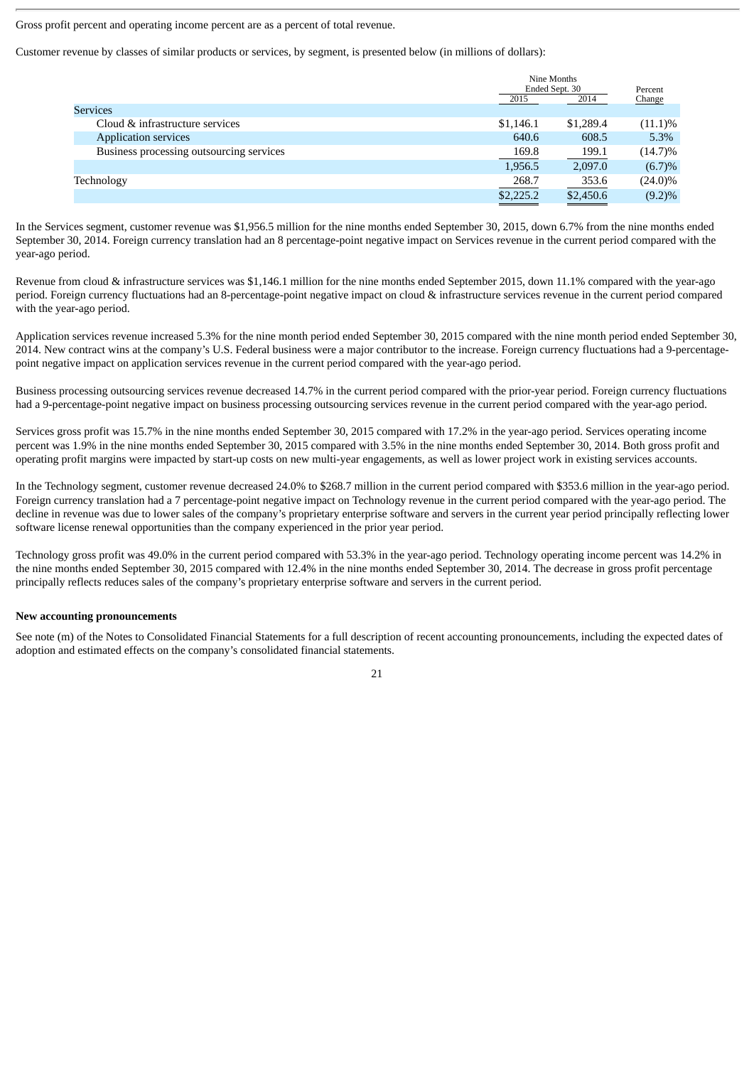Gross profit percent and operating income percent are as a percent of total revenue.

Customer revenue by classes of similar products or services, by segment, is presented below (in millions of dollars):

| | Nine Months Ended Sept. 30 | | Percent |
|---|---|---|---|
| | 2015 | 2014 | Change |
| Services | | | |
| Cloud & infrastructure services | $1,146.1 | $1,289.4 | (11.1)% |
| Application services | 640.6 | 608.5 | 5.3% |
| Business processing outsourcing services | 169.8 | 199.1 | (14.7)% |
| | 1,956.5 | 2,097.0 | (6.7)% |
| Technology | 268.7 | 353.6 | (24.0)% |
| | $2,225.2 | $2,450.6 | (9.2)% |

In the Services segment, customer revenue was $1,956.5 million for the nine months ended September 30, 2015, down 6.7% from the nine months ended September 30, 2014. Foreign currency translation had an 8 percentage-point negative impact on Services revenue in the current period compared with the year-ago period.

Revenue from cloud & infrastructure services was $1,146.1 million for the nine months ended September 2015, down 11.1% compared with the year-ago period. Foreign currency fluctuations had an 8-percentage-point negative impact on cloud & infrastructure services revenue in the current period compared with the year-ago period.

Application services revenue increased 5.3% for the nine month period ended September 30, 2015 compared with the nine month period ended September 30, 2014. New contract wins at the company's U.S. Federal business were a major contributor to the increase. Foreign currency fluctuations had a 9-percentage-point negative impact on application services revenue in the current period compared with the year-ago period.

Business processing outsourcing services revenue decreased 14.7% in the current period compared with the prior-year period. Foreign currency fluctuations had a 9-percentage-point negative impact on business processing outsourcing services revenue in the current period compared with the year-ago period.

Services gross profit was 15.7% in the nine months ended September 30, 2015 compared with 17.2% in the year-ago period. Services operating income percent was 1.9% in the nine months ended September 30, 2015 compared with 3.5% in the nine months ended September 30, 2014. Both gross profit and operating profit margins were impacted by start-up costs on new multi-year engagements, as well as lower project work in existing services accounts.

In the Technology segment, customer revenue decreased 24.0% to $268.7 million in the current period compared with $353.6 million in the year-ago period. Foreign currency translation had a 7 percentage-point negative impact on Technology revenue in the current period compared with the year-ago period. The decline in revenue was due to lower sales of the company's proprietary enterprise software and servers in the current year period principally reflecting lower software license renewal opportunities than the company experienced in the prior year period.

Technology gross profit was 49.0% in the current period compared with 53.3% in the year-ago period. Technology operating income percent was 14.2% in the nine months ended September 30, 2015 compared with 12.4% in the nine months ended September 30, 2014. The decrease in gross profit percentage principally reflects reduces sales of the company's proprietary enterprise software and servers in the current period.

**New accounting pronouncements**

See note (m) of the Notes to Consolidated Financial Statements for a full description of recent accounting pronouncements, including the expected dates of adoption and estimated effects on the company's consolidated financial statements.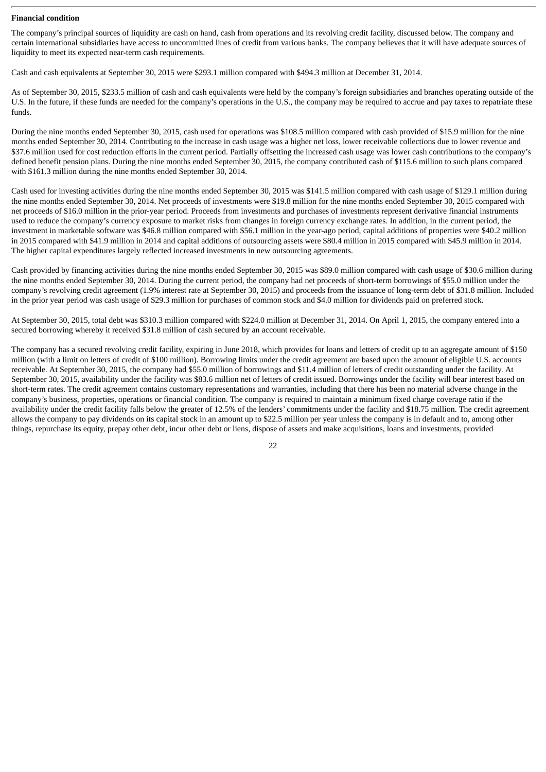**Financial condition**

The company's principal sources of liquidity are cash on hand, cash from operations and its revolving credit facility, discussed below. The company and certain international subsidiaries have access to uncommitted lines of credit from various banks. The company believes that it will have adequate sources of liquidity to meet its expected near-term cash requirements.

Cash and cash equivalents at September 30, 2015 were $293.1 million compared with $494.3 million at December 31, 2014.

As of September 30, 2015, $233.5 million of cash and cash equivalents were held by the company's foreign subsidiaries and branches operating outside of the U.S. In the future, if these funds are needed for the company's operations in the U.S., the company may be required to accrue and pay taxes to repatriate these funds.

During the nine months ended September 30, 2015, cash used for operations was $108.5 million compared with cash provided of $15.9 million for the nine months ended September 30, 2014. Contributing to the increase in cash usage was a higher net loss, lower receivable collections due to lower revenue and $37.6 million used for cost reduction efforts in the current period. Partially offsetting the increased cash usage was lower cash contributions to the company's defined benefit pension plans. During the nine months ended September 30, 2015, the company contributed cash of $115.6 million to such plans compared with $161.3 million during the nine months ended September 30, 2014.

Cash used for investing activities during the nine months ended September 30, 2015 was $141.5 million compared with cash usage of $129.1 million during the nine months ended September 30, 2014. Net proceeds of investments were $19.8 million for the nine months ended September 30, 2015 compared with net proceeds of $16.0 million in the prior-year period. Proceeds from investments and purchases of investments represent derivative financial instruments used to reduce the company's currency exposure to market risks from changes in foreign currency exchange rates. In addition, in the current period, the investment in marketable software was $46.8 million compared with $56.1 million in the year-ago period, capital additions of properties were $40.2 million in 2015 compared with $41.9 million in 2014 and capital additions of outsourcing assets were $80.4 million in 2015 compared with $45.9 million in 2014. The higher capital expenditures largely reflected increased investments in new outsourcing agreements.

Cash provided by financing activities during the nine months ended September 30, 2015 was $89.0 million compared with cash usage of $30.6 million during the nine months ended September 30, 2014. During the current period, the company had net proceeds of short-term borrowings of $55.0 million under the company's revolving credit agreement (1.9% interest rate at September 30, 2015) and proceeds from the issuance of long-term debt of $31.8 million. Included in the prior year period was cash usage of $29.3 million for purchases of common stock and $4.0 million for dividends paid on preferred stock.

At September 30, 2015, total debt was $310.3 million compared with $224.0 million at December 31, 2014. On April 1, 2015, the company entered into a secured borrowing whereby it received $31.8 million of cash secured by an account receivable.

The company has a secured revolving credit facility, expiring in June 2018, which provides for loans and letters of credit up to an aggregate amount of $150 million (with a limit on letters of credit of $100 million). Borrowing limits under the credit agreement are based upon the amount of eligible U.S. accounts receivable. At September 30, 2015, the company had $55.0 million of borrowings and $11.4 million of letters of credit outstanding under the facility. At September 30, 2015, availability under the facility was $83.6 million net of letters of credit issued. Borrowings under the facility will bear interest based on short-term rates. The credit agreement contains customary representations and warranties, including that there has been no material adverse change in the company's business, properties, operations or financial condition. The company is required to maintain a minimum fixed charge coverage ratio if the availability under the credit facility falls below the greater of 12.5% of the lenders' commitments under the facility and $18.75 million. The credit agreement allows the company to pay dividends on its capital stock in an amount up to $22.5 million per year unless the company is in default and to, among other things, repurchase its equity, prepay other debt, incur other debt or liens, dispose of assets and make acquisitions, loans and investments, provided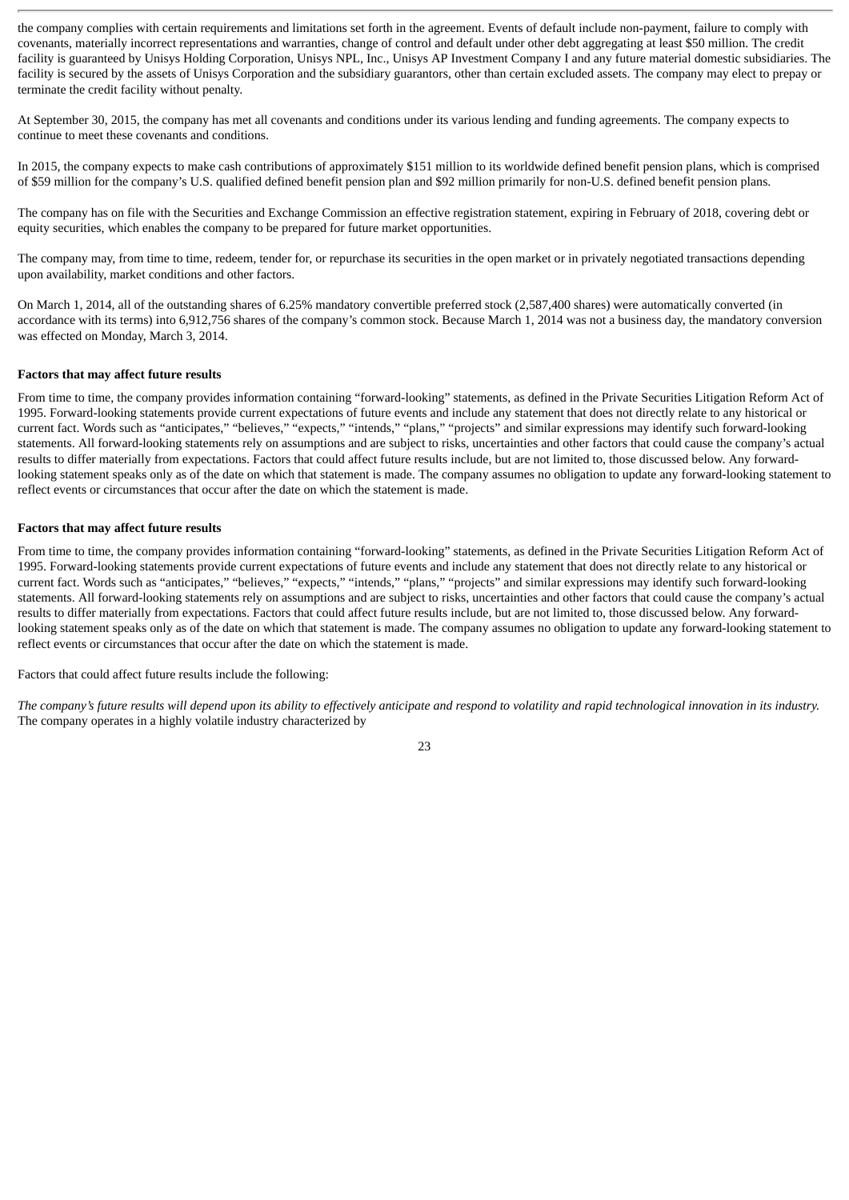the company complies with certain requirements and limitations set forth in the agreement. Events of default include non-payment, failure to comply with covenants, materially incorrect representations and warranties, change of control and default under other debt aggregating at least $50 million. The credit facility is guaranteed by Unisys Holding Corporation, Unisys NPL, Inc., Unisys AP Investment Company I and any future material domestic subsidiaries. The facility is secured by the assets of Unisys Corporation and the subsidiary guarantors, other than certain excluded assets. The company may elect to prepay or terminate the credit facility without penalty.

At September 30, 2015, the company has met all covenants and conditions under its various lending and funding agreements. The company expects to continue to meet these covenants and conditions.

In 2015, the company expects to make cash contributions of approximately $151 million to its worldwide defined benefit pension plans, which is comprised of $59 million for the company's U.S. qualified defined benefit pension plan and $92 million primarily for non-U.S. defined benefit pension plans.

The company has on file with the Securities and Exchange Commission an effective registration statement, expiring in February of 2018, covering debt or equity securities, which enables the company to be prepared for future market opportunities.

The company may, from time to time, redeem, tender for, or repurchase its securities in the open market or in privately negotiated transactions depending upon availability, market conditions and other factors.

On March 1, 2014, all of the outstanding shares of 6.25% mandatory convertible preferred stock (2,587,400 shares) were automatically converted (in accordance with its terms) into 6,912,756 shares of the company's common stock. Because March 1, 2014 was not a business day, the mandatory conversion was effected on Monday, March 3, 2014.

**Factors that may affect future results**

From time to time, the company provides information containing "forward-looking" statements, as defined in the Private Securities Litigation Reform Act of 1995. Forward-looking statements provide current expectations of future events and include any statement that does not directly relate to any historical or current fact. Words such as "anticipates," "believes," "expects," "intends," "plans," "projects" and similar expressions may identify such forward-looking statements. All forward-looking statements rely on assumptions and are subject to risks, uncertainties and other factors that could cause the company's actual results to differ materially from expectations. Factors that could affect future results include, but are not limited to, those discussed below. Any forward-looking statement speaks only as of the date on which that statement is made. The company assumes no obligation to update any forward-looking statement to reflect events or circumstances that occur after the date on which the statement is made.

**Factors that may affect future results**

From time to time, the company provides information containing "forward-looking" statements, as defined in the Private Securities Litigation Reform Act of 1995. Forward-looking statements provide current expectations of future events and include any statement that does not directly relate to any historical or current fact. Words such as "anticipates," "believes," "expects," "intends," "plans," "projects" and similar expressions may identify such forward-looking statements. All forward-looking statements rely on assumptions and are subject to risks, uncertainties and other factors that could cause the company's actual results to differ materially from expectations. Factors that could affect future results include, but are not limited to, those discussed below. Any forward-looking statement speaks only as of the date on which that statement is made. The company assumes no obligation to update any forward-looking statement to reflect events or circumstances that occur after the date on which the statement is made.

Factors that could affect future results include the following:

*The company's future results will depend upon its ability to effectively anticipate and respond to volatility and rapid technological innovation in its industry.* The company operates in a highly volatile industry characterized by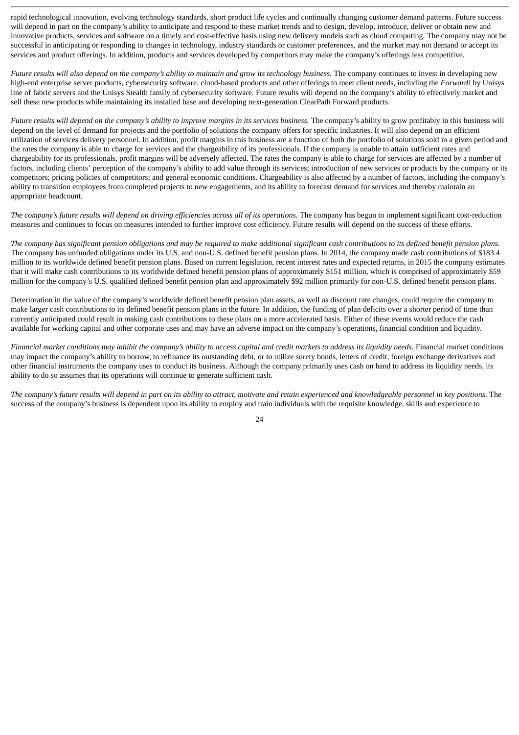rapid technological innovation, evolving technology standards, short product life cycles and continually changing customer demand patterns. Future success will depend in part on the company's ability to anticipate and respond to these market trends and to design, develop, introduce, deliver or obtain new and innovative products, services and software on a timely and cost-effective basis using new delivery models such as cloud computing. The company may not be successful in anticipating or responding to changes in technology, industry standards or customer preferences, and the market may not demand or accept its services and product offerings. In addition, products and services developed by competitors may make the company's offerings less competitive.

*Future results will also depend on the company's ability to maintain and grow its technology business.* The company continues to invest in developing new high-end enterprise server products, cybersecurity software, cloud-based products and other offerings to meet client needs, including the *Forward!* by Unisys line of fabric servers and the Unisys Stealth family of cybersecurity software. Future results will depend on the company's ability to effectively market and sell these new products while maintaining its installed base and developing next-generation ClearPath Forward products.

*Future results will depend on the company's ability to improve margins in its services business.* The company's ability to grow profitably in this business will depend on the level of demand for projects and the portfolio of solutions the company offers for specific industries. It will also depend on an efficient utilization of services delivery personnel. In addition, profit margins in this business are a function of both the portfolio of solutions sold in a given period and the rates the company is able to charge for services and the chargeability of its professionals. If the company is unable to attain sufficient rates and chargeability for its professionals, profit margins will be adversely affected. The rates the company is able to charge for services are affected by a number of factors, including clients' perception of the company's ability to add value through its services; introduction of new services or products by the company or its competitors; pricing policies of competitors; and general economic conditions. Chargeability is also affected by a number of factors, including the company's ability to transition employees from completed projects to new engagements, and its ability to forecast demand for services and thereby maintain an appropriate headcount.

*The company's future results will depend on driving efficiencies across all of its operations.* The company has begun to implement significant cost-reduction measures and continues to focus on measures intended to further improve cost efficiency. Future results will depend on the success of these efforts.

*The company has significant pension obligations and may be required to make additional significant cash contributions to its defined benefit pension plans.* The company has unfunded obligations under its U.S. and non-U.S. defined benefit pension plans. In 2014, the company made cash contributions of $183.4 million to its worldwide defined benefit pension plans. Based on current legislation, recent interest rates and expected returns, in 2015 the company estimates that it will make cash contributions to its worldwide defined benefit pension plans of approximately $151 million, which is comprised of approximately $59 million for the company's U.S. qualified defined benefit pension plan and approximately $92 million primarily for non-U.S. defined benefit pension plans.

Deterioration in the value of the company's worldwide defined benefit pension plan assets, as well as discount rate changes, could require the company to make larger cash contributions to its defined benefit pension plans in the future. In addition, the funding of plan deficits over a shorter period of time than currently anticipated could result in making cash contributions to these plans on a more accelerated basis. Either of these events would reduce the cash available for working capital and other corporate uses and may have an adverse impact on the company's operations, financial condition and liquidity.

*Financial market conditions may inhibit the company's ability to access capital and credit markets to address its liquidity needs.* Financial market conditions may impact the company's ability to borrow, to refinance its outstanding debt, or to utilize surety bonds, letters of credit, foreign exchange derivatives and other financial instruments the company uses to conduct its business. Although the company primarily uses cash on hand to address its liquidity needs, its ability to do so assumes that its operations will continue to generate sufficient cash.

*The company's future results will depend in part on its ability to attract, motivate and retain experienced and knowledgeable personnel in key positions.* The success of the company's business is dependent upon its ability to employ and train individuals with the requisite knowledge, skills and experience to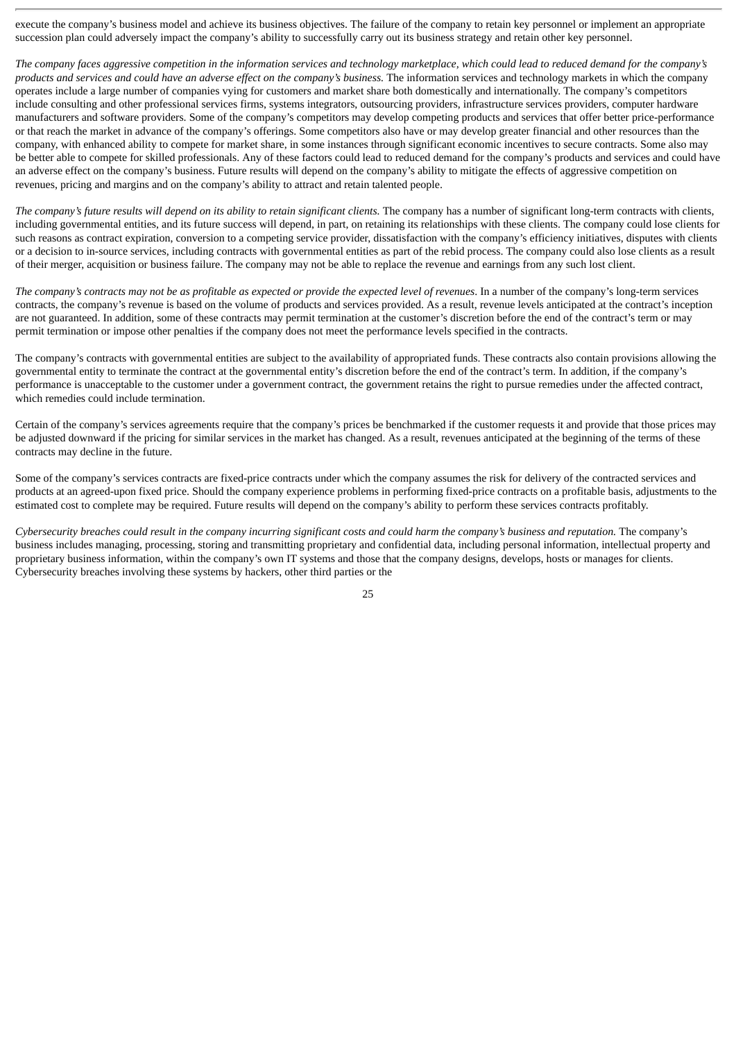execute the company's business model and achieve its business objectives. The failure of the company to retain key personnel or implement an appropriate succession plan could adversely impact the company's ability to successfully carry out its business strategy and retain other key personnel.

*The company faces aggressive competition in the information services and technology marketplace, which could lead to reduced demand for the company's products and services and could have an adverse effect on the company's business.* The information services and technology markets in which the company operates include a large number of companies vying for customers and market share both domestically and internationally. The company's competitors include consulting and other professional services firms, systems integrators, outsourcing providers, infrastructure services providers, computer hardware manufacturers and software providers. Some of the company's competitors may develop competing products and services that offer better price-performance or that reach the market in advance of the company's offerings. Some competitors also have or may develop greater financial and other resources than the company, with enhanced ability to compete for market share, in some instances through significant economic incentives to secure contracts. Some also may be better able to compete for skilled professionals. Any of these factors could lead to reduced demand for the company's products and services and could have an adverse effect on the company's business. Future results will depend on the company's ability to mitigate the effects of aggressive competition on revenues, pricing and margins and on the company's ability to attract and retain talented people.

*The company's future results will depend on its ability to retain significant clients.* The company has a number of significant long-term contracts with clients, including governmental entities, and its future success will depend, in part, on retaining its relationships with these clients. The company could lose clients for such reasons as contract expiration, conversion to a competing service provider, dissatisfaction with the company's efficiency initiatives, disputes with clients or a decision to in-source services, including contracts with governmental entities as part of the rebid process. The company could also lose clients as a result of their merger, acquisition or business failure. The company may not be able to replace the revenue and earnings from any such lost client.

*The company's contracts may not be as profitable as expected or provide the expected level of revenues*. In a number of the company's long-term services contracts, the company's revenue is based on the volume of products and services provided. As a result, revenue levels anticipated at the contract's inception are not guaranteed. In addition, some of these contracts may permit termination at the customer's discretion before the end of the contract's term or may permit termination or impose other penalties if the company does not meet the performance levels specified in the contracts.

The company's contracts with governmental entities are subject to the availability of appropriated funds. These contracts also contain provisions allowing the governmental entity to terminate the contract at the governmental entity's discretion before the end of the contract's term. In addition, if the company's performance is unacceptable to the customer under a government contract, the government retains the right to pursue remedies under the affected contract, which remedies could include termination.

Certain of the company's services agreements require that the company's prices be benchmarked if the customer requests it and provide that those prices may be adjusted downward if the pricing for similar services in the market has changed. As a result, revenues anticipated at the beginning of the terms of these contracts may decline in the future.

Some of the company's services contracts are fixed-price contracts under which the company assumes the risk for delivery of the contracted services and products at an agreed-upon fixed price. Should the company experience problems in performing fixed-price contracts on a profitable basis, adjustments to the estimated cost to complete may be required. Future results will depend on the company's ability to perform these services contracts profitably.

*Cybersecurity breaches could result in the company incurring significant costs and could harm the company's business and reputation.* The company's business includes managing, processing, storing and transmitting proprietary and confidential data, including personal information, intellectual property and proprietary business information, within the company's own IT systems and those that the company designs, develops, hosts or manages for clients. Cybersecurity breaches involving these systems by hackers, other third parties or the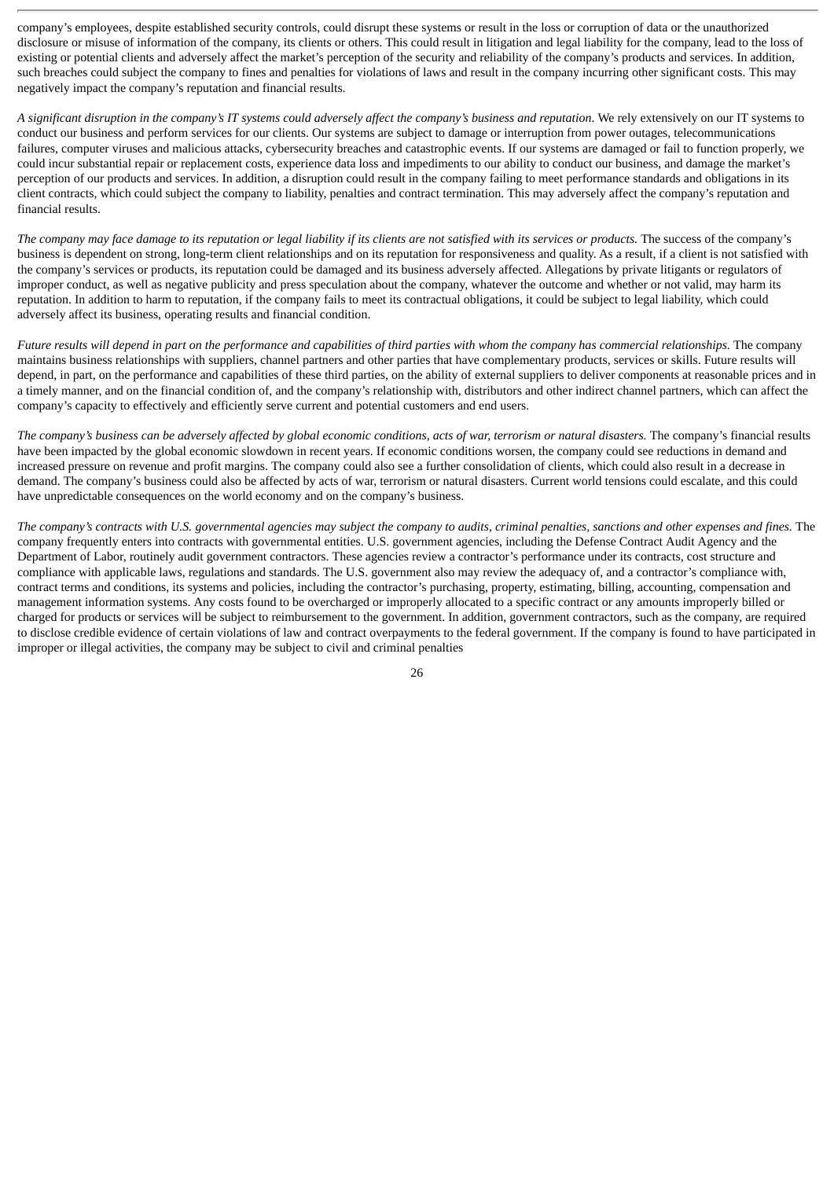company's employees, despite established security controls, could disrupt these systems or result in the loss or corruption of data or the unauthorized disclosure or misuse of information of the company, its clients or others. This could result in litigation and legal liability for the company, lead to the loss of existing or potential clients and adversely affect the market's perception of the security and reliability of the company's products and services. In addition, such breaches could subject the company to fines and penalties for violations of laws and result in the company incurring other significant costs. This may negatively impact the company's reputation and financial results.

*A significant disruption in the company's IT systems could adversely affect the company's business and reputation.* We rely extensively on our IT systems to conduct our business and perform services for our clients. Our systems are subject to damage or interruption from power outages, telecommunications failures, computer viruses and malicious attacks, cybersecurity breaches and catastrophic events. If our systems are damaged or fail to function properly, we could incur substantial repair or replacement costs, experience data loss and impediments to our ability to conduct our business, and damage the market's perception of our products and services. In addition, a disruption could result in the company failing to meet performance standards and obligations in its client contracts, which could subject the company to liability, penalties and contract termination. This may adversely affect the company's reputation and financial results.

*The company may face damage to its reputation or legal liability if its clients are not satisfied with its services or products.* The success of the company's business is dependent on strong, long-term client relationships and on its reputation for responsiveness and quality. As a result, if a client is not satisfied with the company's services or products, its reputation could be damaged and its business adversely affected. Allegations by private litigants or regulators of improper conduct, as well as negative publicity and press speculation about the company, whatever the outcome and whether or not valid, may harm its reputation. In addition to harm to reputation, if the company fails to meet its contractual obligations, it could be subject to legal liability, which could adversely affect its business, operating results and financial condition.

*Future results will depend in part on the performance and capabilities of third parties with whom the company has commercial relationships.* The company maintains business relationships with suppliers, channel partners and other parties that have complementary products, services or skills. Future results will depend, in part, on the performance and capabilities of these third parties, on the ability of external suppliers to deliver components at reasonable prices and in a timely manner, and on the financial condition of, and the company's relationship with, distributors and other indirect channel partners, which can affect the company's capacity to effectively and efficiently serve current and potential customers and end users.

*The company's business can be adversely affected by global economic conditions, acts of war, terrorism or natural disasters.* The company's financial results have been impacted by the global economic slowdown in recent years. If economic conditions worsen, the company could see reductions in demand and increased pressure on revenue and profit margins. The company could also see a further consolidation of clients, which could also result in a decrease in demand. The company's business could also be affected by acts of war, terrorism or natural disasters. Current world tensions could escalate, and this could have unpredictable consequences on the world economy and on the company's business.

*The company's contracts with U.S. governmental agencies may subject the company to audits, criminal penalties, sanctions and other expenses and fines.* The company frequently enters into contracts with governmental entities. U.S. government agencies, including the Defense Contract Audit Agency and the Department of Labor, routinely audit government contractors. These agencies review a contractor's performance under its contracts, cost structure and compliance with applicable laws, regulations and standards. The U.S. government also may review the adequacy of, and a contractor's compliance with, contract terms and conditions, its systems and policies, including the contractor's purchasing, property, estimating, billing, accounting, compensation and management information systems. Any costs found to be overcharged or improperly allocated to a specific contract or any amounts improperly billed or charged for products or services will be subject to reimbursement to the government. In addition, government contractors, such as the company, are required to disclose credible evidence of certain violations of law and contract overpayments to the federal government. If the company is found to have participated in improper or illegal activities, the company may be subject to civil and criminal penalties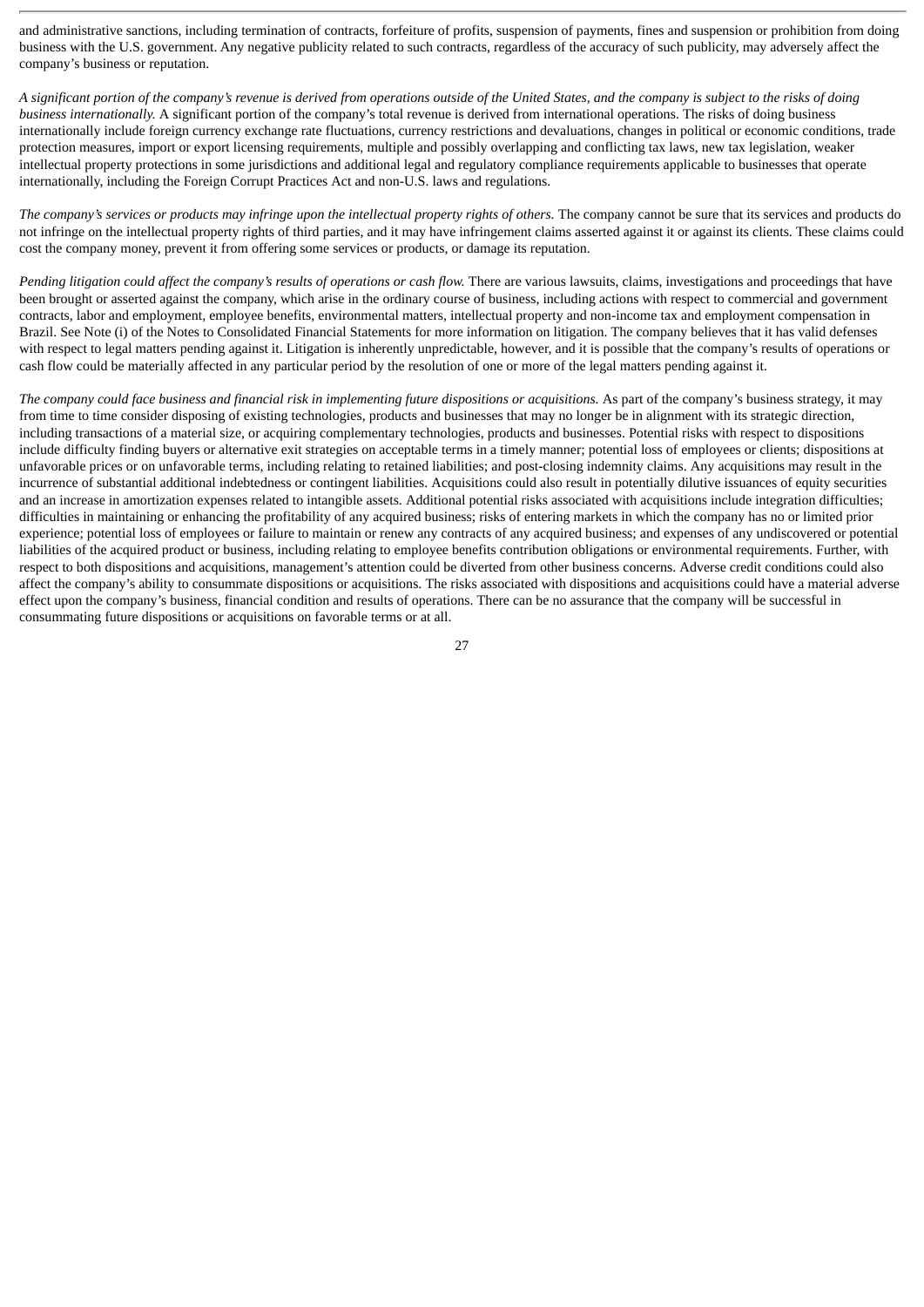and administrative sanctions, including termination of contracts, forfeiture of profits, suspension of payments, fines and suspension or prohibition from doing business with the U.S. government. Any negative publicity related to such contracts, regardless of the accuracy of such publicity, may adversely affect the company's business or reputation.

*A significant portion of the company's revenue is derived from operations outside of the United States, and the company is subject to the risks of doing business internationally.* A significant portion of the company's total revenue is derived from international operations. The risks of doing business internationally include foreign currency exchange rate fluctuations, currency restrictions and devaluations, changes in political or economic conditions, trade protection measures, import or export licensing requirements, multiple and possibly overlapping and conflicting tax laws, new tax legislation, weaker intellectual property protections in some jurisdictions and additional legal and regulatory compliance requirements applicable to businesses that operate internationally, including the Foreign Corrupt Practices Act and non-U.S. laws and regulations.

*The company's services or products may infringe upon the intellectual property rights of others.* The company cannot be sure that its services and products do not infringe on the intellectual property rights of third parties, and it may have infringement claims asserted against it or against its clients. These claims could cost the company money, prevent it from offering some services or products, or damage its reputation.

*Pending litigation could affect the company's results of operations or cash flow.* There are various lawsuits, claims, investigations and proceedings that have been brought or asserted against the company, which arise in the ordinary course of business, including actions with respect to commercial and government contracts, labor and employment, employee benefits, environmental matters, intellectual property and non-income tax and employment compensation in Brazil. See Note (i) of the Notes to Consolidated Financial Statements for more information on litigation. The company believes that it has valid defenses with respect to legal matters pending against it. Litigation is inherently unpredictable, however, and it is possible that the company's results of operations or cash flow could be materially affected in any particular period by the resolution of one or more of the legal matters pending against it.

*The company could face business and financial risk in implementing future dispositions or acquisitions.* As part of the company's business strategy, it may from time to time consider disposing of existing technologies, products and businesses that may no longer be in alignment with its strategic direction, including transactions of a material size, or acquiring complementary technologies, products and businesses. Potential risks with respect to dispositions include difficulty finding buyers or alternative exit strategies on acceptable terms in a timely manner; potential loss of employees or clients; dispositions at unfavorable prices or on unfavorable terms, including relating to retained liabilities; and post-closing indemnity claims. Any acquisitions may result in the incurrence of substantial additional indebtedness or contingent liabilities. Acquisitions could also result in potentially dilutive issuances of equity securities and an increase in amortization expenses related to intangible assets. Additional potential risks associated with acquisitions include integration difficulties; difficulties in maintaining or enhancing the profitability of any acquired business; risks of entering markets in which the company has no or limited prior experience; potential loss of employees or failure to maintain or renew any contracts of any acquired business; and expenses of any undiscovered or potential liabilities of the acquired product or business, including relating to employee benefits contribution obligations or environmental requirements. Further, with respect to both dispositions and acquisitions, management's attention could be diverted from other business concerns. Adverse credit conditions could also affect the company's ability to consummate dispositions or acquisitions. The risks associated with dispositions and acquisitions could have a material adverse effect upon the company's business, financial condition and results of operations. There can be no assurance that the company will be successful in consummating future dispositions or acquisitions on favorable terms or at all.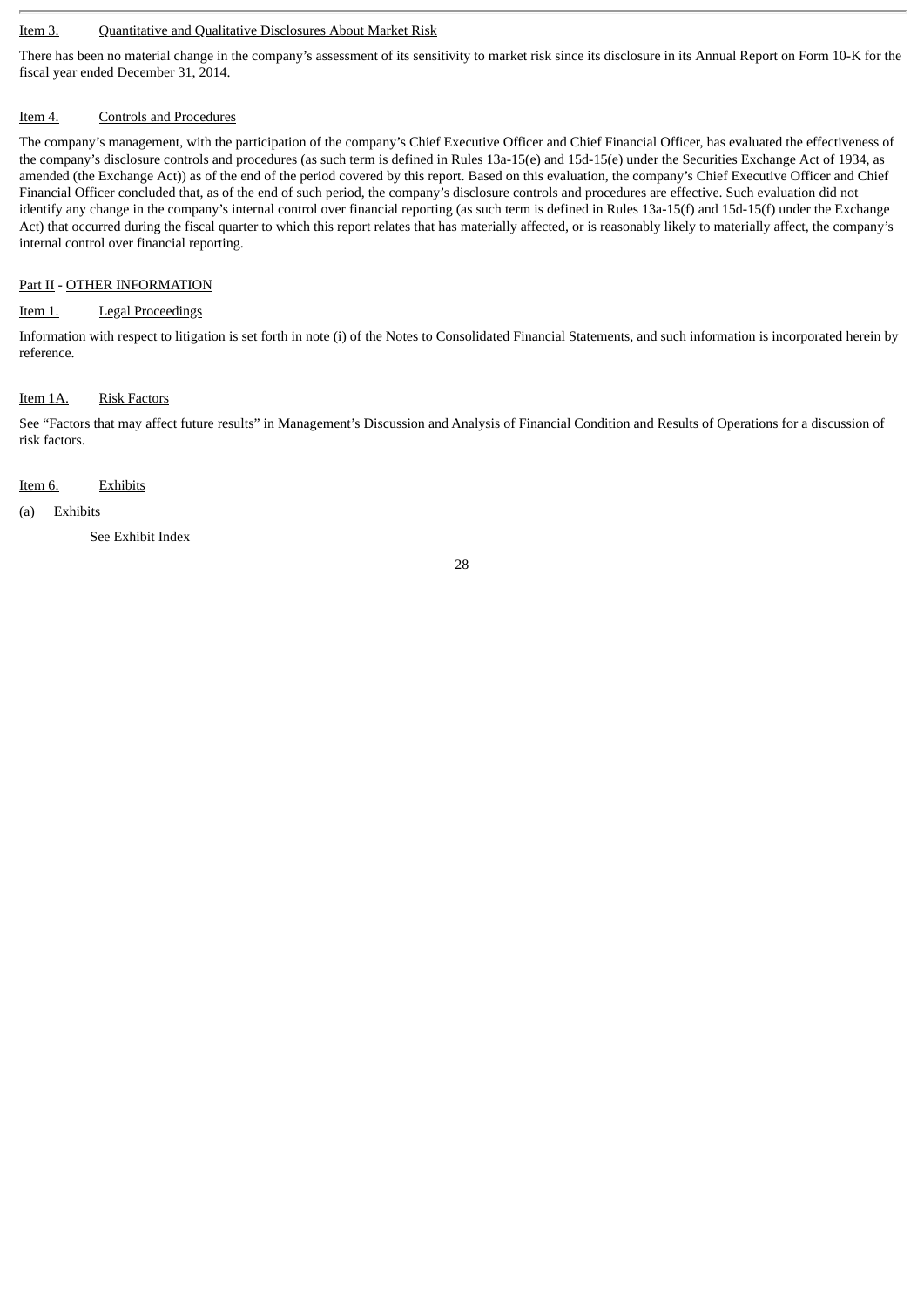## Item 3. Quantitative and Qualitative Disclosures About Market Risk

There has been no material change in the company's assessment of its sensitivity to market risk since its disclosure in its Annual Report on Form 10-K for the fiscal year ended December 31, 2014.

## Item 4. Controls and Procedures

The company's management, with the participation of the company's Chief Executive Officer and Chief Financial Officer, has evaluated the effectiveness of the company's disclosure controls and procedures (as such term is defined in Rules 13a-15(e) and 15d-15(e) under the Securities Exchange Act of 1934, as amended (the Exchange Act)) as of the end of the period covered by this report. Based on this evaluation, the company's Chief Executive Officer and Chief Financial Officer concluded that, as of the end of such period, the company's disclosure controls and procedures are effective. Such evaluation did not identify any change in the company's internal control over financial reporting (as such term is defined in Rules 13a-15(f) and 15d-15(f) under the Exchange Act) that occurred during the fiscal quarter to which this report relates that has materially affected, or is reasonably likely to materially affect, the company's internal control over financial reporting.

# Part II - OTHER INFORMATION

## Item 1. Legal Proceedings

Information with respect to litigation is set forth in note (i) of the Notes to Consolidated Financial Statements, and such information is incorporated herein by reference.

## Item 1A. Risk Factors

See "Factors that may affect future results" in Management's Discussion and Analysis of Financial Condition and Results of Operations for a discussion of risk factors.

## Item 6. Exhibits

(a) Exhibits

See Exhibit Index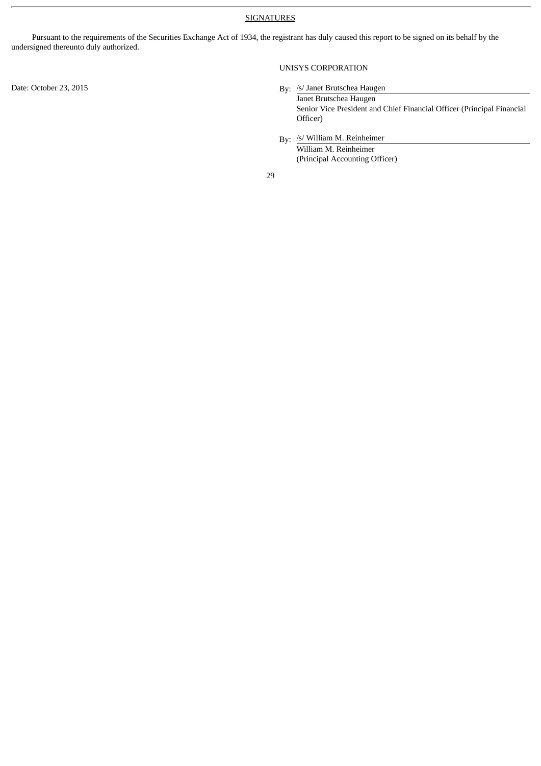## SIGNATURES

Pursuant to the requirements of the Securities Exchange Act of 1934, the registrant has duly caused this report to be signed on its behalf by the undersigned thereunto duly authorized.

UNISYS CORPORATION

Date: October 23, 2015

By: /s/ Janet Brutschea Haugen
Janet Brutschea Haugen
Senior Vice President and Chief Financial Officer (Principal Financial Officer)

By: /s/ William M. Reinheimer
William M. Reinheimer
(Principal Accounting Officer)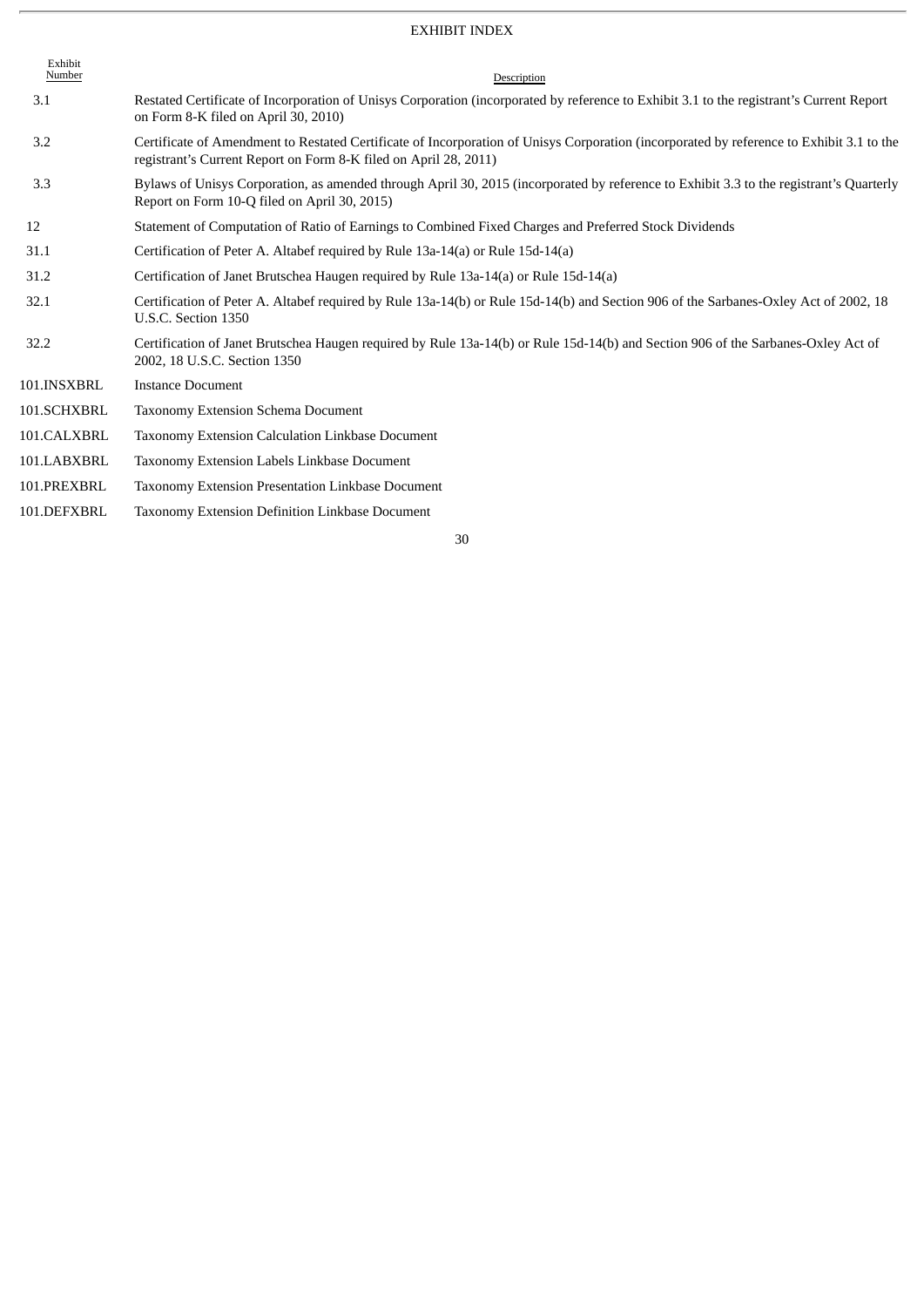# EXHIBIT INDEX

| Exhibit Number | Description |
| --- | --- |
| 3.1 | Restated Certificate of Incorporation of Unisys Corporation (incorporated by reference to Exhibit 3.1 to the registrant's Current Report on Form 8-K filed on April 30, 2010) |
| 3.2 | Certificate of Amendment to Restated Certificate of Incorporation of Unisys Corporation (incorporated by reference to Exhibit 3.1 to the registrant's Current Report on Form 8-K filed on April 28, 2011) |
| 3.3 | Bylaws of Unisys Corporation, as amended through April 30, 2015 (incorporated by reference to Exhibit 3.3 to the registrant's Quarterly Report on Form 10-Q filed on April 30, 2015) |
| 12 | Statement of Computation of Ratio of Earnings to Combined Fixed Charges and Preferred Stock Dividends |
| 31.1 | Certification of Peter A. Altabef required by Rule 13a-14(a) or Rule 15d-14(a) |
| 31.2 | Certification of Janet Brutschea Haugen required by Rule 13a-14(a) or Rule 15d-14(a) |
| 32.1 | Certification of Peter A. Altabef required by Rule 13a-14(b) or Rule 15d-14(b) and Section 906 of the Sarbanes-Oxley Act of 2002, 18 U.S.C. Section 1350 |
| 32.2 | Certification of Janet Brutschea Haugen required by Rule 13a-14(b) or Rule 15d-14(b) and Section 906 of the Sarbanes-Oxley Act of 2002, 18 U.S.C. Section 1350 |
| 101.INSXBRL | Instance Document |
| 101.SCHXBRL | Taxonomy Extension Schema Document |
| 101.CALXBRL | Taxonomy Extension Calculation Linkbase Document |
| 101.LABXBRL | Taxonomy Extension Labels Linkbase Document |
| 101.PREXBRL | Taxonomy Extension Presentation Linkbase Document |
| 101.DEFXBRL | Taxonomy Extension Definition Linkbase Document |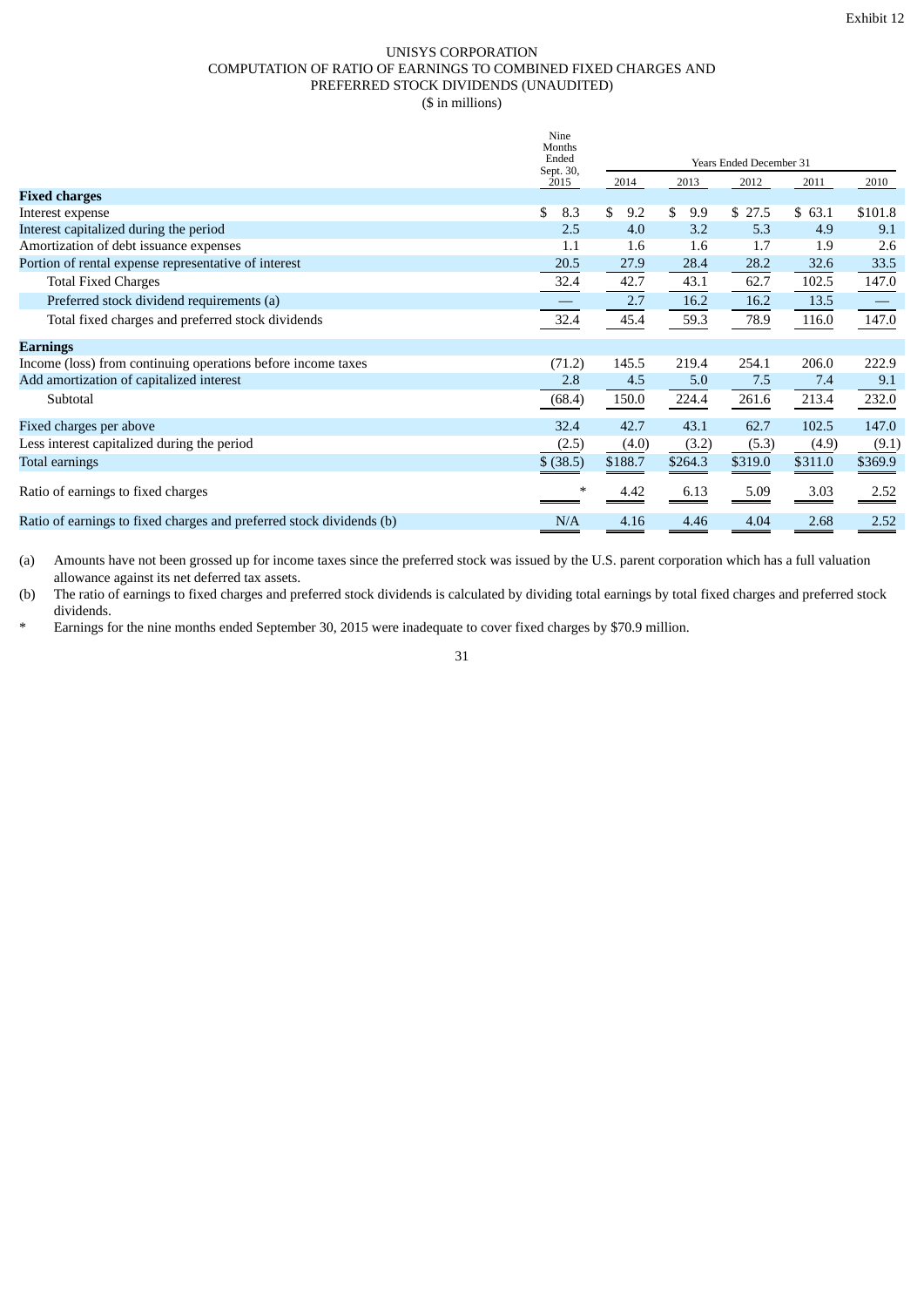Exhibit 12

# UNISYS CORPORATION
## COMPUTATION OF RATIO OF EARNINGS TO COMBINED FIXED CHARGES AND PREFERRED STOCK DIVIDENDS (UNAUDITED)
($ in millions)

| | Nine Months Ended Sept. 30, 2015 | Years Ended December 31 | | | | |
|---|---|---|---|---|---|---|
| | | 2014 | 2013 | 2012 | 2011 | 2010 |
| **Fixed charges** | | | | | | |
| Interest expense | $ 8.3 | $ 9.2 | $ 9.9 | $ 27.5 | $ 63.1 | $101.8 |
| Interest capitalized during the period | 2.5 | 4.0 | 3.2 | 5.3 | 4.9 | 9.1 |
| Amortization of debt issuance expenses | 1.1 | 1.6 | 1.6 | 1.7 | 1.9 | 2.6 |
| Portion of rental expense representative of interest | 20.5 | 27.9 | 28.4 | 28.2 | 32.6 | 33.5 |
| Total Fixed Charges | 32.4 | 42.7 | 43.1 | 62.7 | 102.5 | 147.0 |
| Preferred stock dividend requirements (a) | — | 2.7 | 16.2 | 16.2 | 13.5 | — |
| Total fixed charges and preferred stock dividends | 32.4 | 45.4 | 59.3 | 78.9 | 116.0 | 147.0 |
| **Earnings** | | | | | | |
| Income (loss) from continuing operations before income taxes | (71.2) | 145.5 | 219.4 | 254.1 | 206.0 | 222.9 |
| Add amortization of capitalized interest | 2.8 | 4.5 | 5.0 | 7.5 | 7.4 | 9.1 |
| Subtotal | (68.4) | 150.0 | 224.4 | 261.6 | 213.4 | 232.0 |
| Fixed charges per above | 32.4 | 42.7 | 43.1 | 62.7 | 102.5 | 147.0 |
| Less interest capitalized during the period | (2.5) | (4.0) | (3.2) | (5.3) | (4.9) | (9.1) |
| Total earnings | $ (38.5) | $188.7 | $264.3 | $319.0 | $311.0 | $369.9 |
| Ratio of earnings to fixed charges | * | 4.42 | 6.13 | 5.09 | 3.03 | 2.52 |
| Ratio of earnings to fixed charges and preferred stock dividends (b) | N/A | 4.16 | 4.46 | 4.04 | 2.68 | 2.52 |

(a) Amounts have not been grossed up for income taxes since the preferred stock was issued by the U.S. parent corporation which has a full valuation allowance against its net deferred tax assets.

(b) The ratio of earnings to fixed charges and preferred stock dividends is calculated by dividing total earnings by total fixed charges and preferred stock dividends.

* Earnings for the nine months ended September 30, 2015 were inadequate to cover fixed charges by $70.9 million.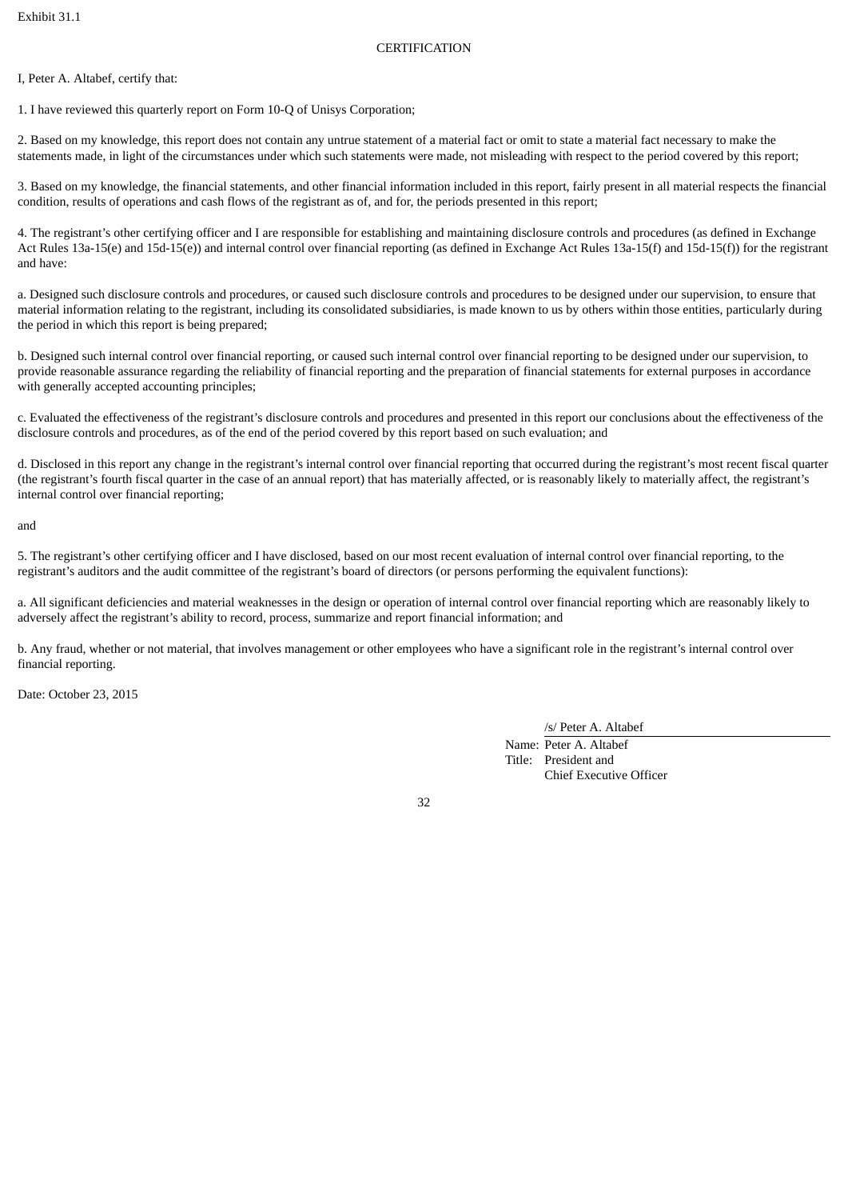Exhibit 31.1

CERTIFICATION

I, Peter A. Altabef, certify that:

1. I have reviewed this quarterly report on Form 10-Q of Unisys Corporation;

2. Based on my knowledge, this report does not contain any untrue statement of a material fact or omit to state a material fact necessary to make the statements made, in light of the circumstances under which such statements were made, not misleading with respect to the period covered by this report;

3. Based on my knowledge, the financial statements, and other financial information included in this report, fairly present in all material respects the financial condition, results of operations and cash flows of the registrant as of, and for, the periods presented in this report;

4. The registrant's other certifying officer and I are responsible for establishing and maintaining disclosure controls and procedures (as defined in Exchange Act Rules 13a-15(e) and 15d-15(e)) and internal control over financial reporting (as defined in Exchange Act Rules 13a-15(f) and 15d-15(f)) for the registrant and have:

a. Designed such disclosure controls and procedures, or caused such disclosure controls and procedures to be designed under our supervision, to ensure that material information relating to the registrant, including its consolidated subsidiaries, is made known to us by others within those entities, particularly during the period in which this report is being prepared;

b. Designed such internal control over financial reporting, or caused such internal control over financial reporting to be designed under our supervision, to provide reasonable assurance regarding the reliability of financial reporting and the preparation of financial statements for external purposes in accordance with generally accepted accounting principles;

c. Evaluated the effectiveness of the registrant's disclosure controls and procedures and presented in this report our conclusions about the effectiveness of the disclosure controls and procedures, as of the end of the period covered by this report based on such evaluation; and

d. Disclosed in this report any change in the registrant's internal control over financial reporting that occurred during the registrant's most recent fiscal quarter (the registrant's fourth fiscal quarter in the case of an annual report) that has materially affected, or is reasonably likely to materially affect, the registrant's internal control over financial reporting;

and

5. The registrant's other certifying officer and I have disclosed, based on our most recent evaluation of internal control over financial reporting, to the registrant's auditors and the audit committee of the registrant's board of directors (or persons performing the equivalent functions):

a. All significant deficiencies and material weaknesses in the design or operation of internal control over financial reporting which are reasonably likely to adversely affect the registrant's ability to record, process, summarize and report financial information; and

b. Any fraud, whether or not material, that involves management or other employees who have a significant role in the registrant's internal control over financial reporting.

Date: October 23, 2015

/s/ Peter A. Altabef

Name: Peter A. Altabef
Title: President and
Chief Executive Officer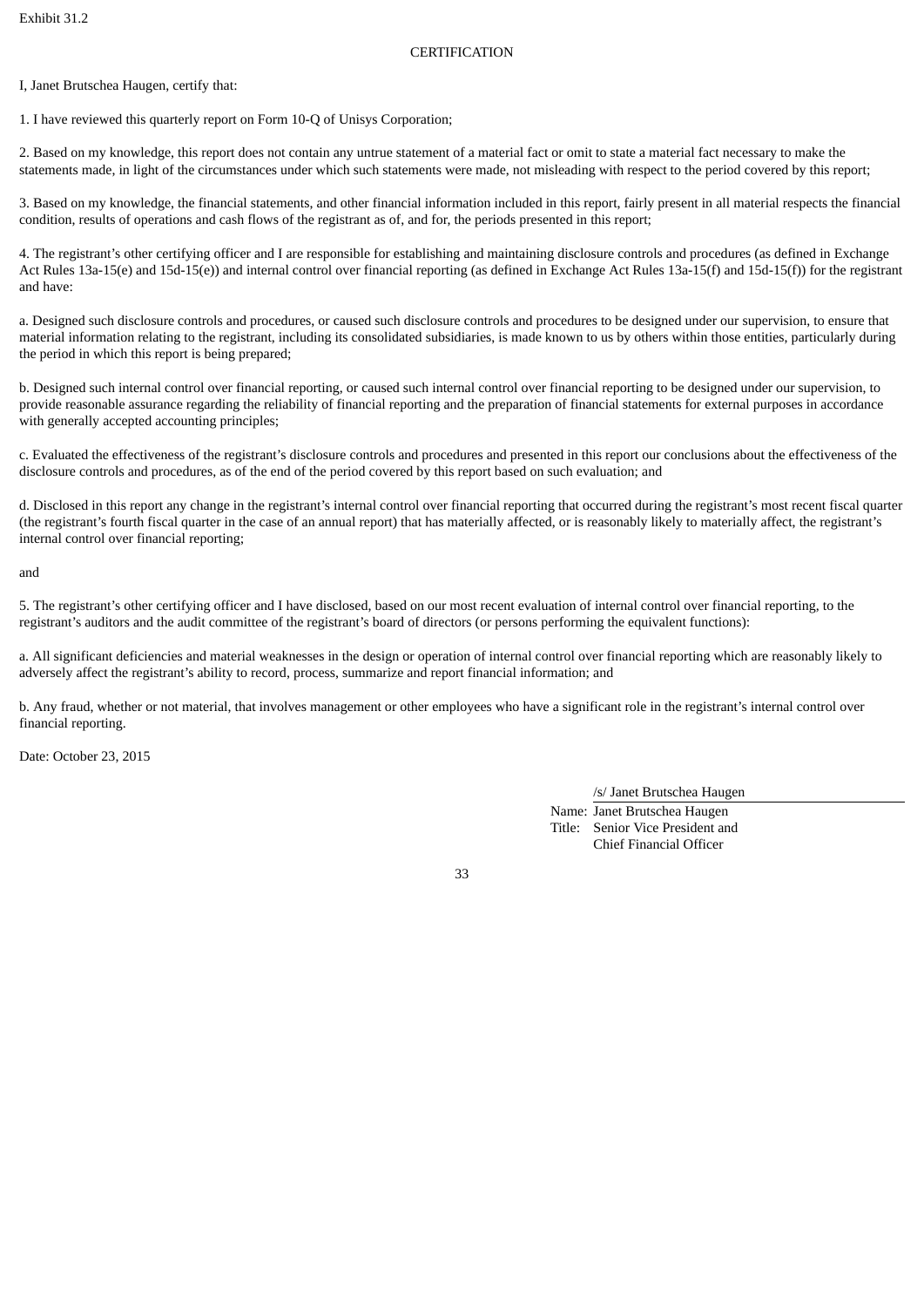Exhibit 31.2

CERTIFICATION

I, Janet Brutschea Haugen, certify that:

1. I have reviewed this quarterly report on Form 10-Q of Unisys Corporation;

2. Based on my knowledge, this report does not contain any untrue statement of a material fact or omit to state a material fact necessary to make the statements made, in light of the circumstances under which such statements were made, not misleading with respect to the period covered by this report;

3. Based on my knowledge, the financial statements, and other financial information included in this report, fairly present in all material respects the financial condition, results of operations and cash flows of the registrant as of, and for, the periods presented in this report;

4. The registrant's other certifying officer and I are responsible for establishing and maintaining disclosure controls and procedures (as defined in Exchange Act Rules 13a-15(e) and 15d-15(e)) and internal control over financial reporting (as defined in Exchange Act Rules 13a-15(f) and 15d-15(f)) for the registrant and have:

a. Designed such disclosure controls and procedures, or caused such disclosure controls and procedures to be designed under our supervision, to ensure that material information relating to the registrant, including its consolidated subsidiaries, is made known to us by others within those entities, particularly during the period in which this report is being prepared;

b. Designed such internal control over financial reporting, or caused such internal control over financial reporting to be designed under our supervision, to provide reasonable assurance regarding the reliability of financial reporting and the preparation of financial statements for external purposes in accordance with generally accepted accounting principles;

c. Evaluated the effectiveness of the registrant's disclosure controls and procedures and presented in this report our conclusions about the effectiveness of the disclosure controls and procedures, as of the end of the period covered by this report based on such evaluation; and

d. Disclosed in this report any change in the registrant's internal control over financial reporting that occurred during the registrant's most recent fiscal quarter (the registrant's fourth fiscal quarter in the case of an annual report) that has materially affected, or is reasonably likely to materially affect, the registrant's internal control over financial reporting;

and

5. The registrant's other certifying officer and I have disclosed, based on our most recent evaluation of internal control over financial reporting, to the registrant's auditors and the audit committee of the registrant's board of directors (or persons performing the equivalent functions):

a. All significant deficiencies and material weaknesses in the design or operation of internal control over financial reporting which are reasonably likely to adversely affect the registrant's ability to record, process, summarize and report financial information; and

b. Any fraud, whether or not material, that involves management or other employees who have a significant role in the registrant's internal control over financial reporting.

Date: October 23, 2015

/s/ Janet Brutschea Haugen

Name: Janet Brutschea Haugen
Title: Senior Vice President and Chief Financial Officer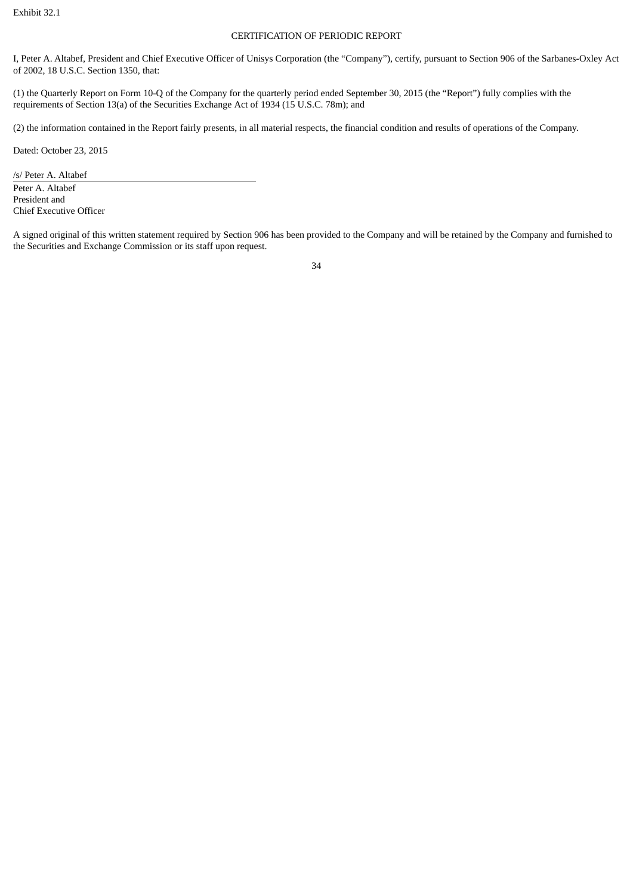Exhibit 32.1

# CERTIFICATION OF PERIODIC REPORT

I, Peter A. Altabef, President and Chief Executive Officer of Unisys Corporation (the "Company"), certify, pursuant to Section 906 of the Sarbanes-Oxley Act of 2002, 18 U.S.C. Section 1350, that:

(1) the Quarterly Report on Form 10-Q of the Company for the quarterly period ended September 30, 2015 (the "Report") fully complies with the requirements of Section 13(a) of the Securities Exchange Act of 1934 (15 U.S.C. 78m); and

(2) the information contained in the Report fairly presents, in all material respects, the financial condition and results of operations of the Company.

Dated: October 23, 2015

/s/ Peter A. Altabef

Peter A. Altabef
President and
Chief Executive Officer

A signed original of this written statement required by Section 906 has been provided to the Company and will be retained by the Company and furnished to the Securities and Exchange Commission or its staff upon request.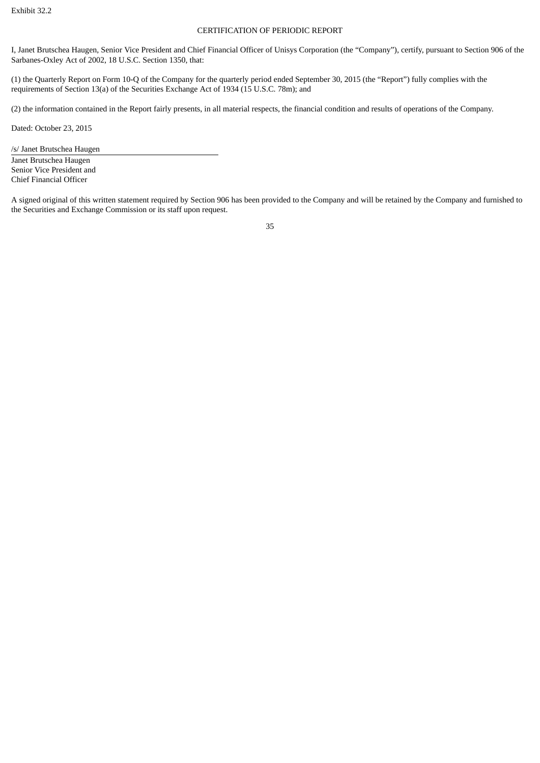Exhibit 32.2

CERTIFICATION OF PERIODIC REPORT

I, Janet Brutschea Haugen, Senior Vice President and Chief Financial Officer of Unisys Corporation (the "Company"), certify, pursuant to Section 906 of the Sarbanes-Oxley Act of 2002, 18 U.S.C. Section 1350, that:

(1) the Quarterly Report on Form 10-Q of the Company for the quarterly period ended September 30, 2015 (the "Report") fully complies with the requirements of Section 13(a) of the Securities Exchange Act of 1934 (15 U.S.C. 78m); and

(2) the information contained in the Report fairly presents, in all material respects, the financial condition and results of operations of the Company.

Dated: October 23, 2015

/s/ Janet Brutschea Haugen

Janet Brutschea Haugen
Senior Vice President and
Chief Financial Officer

A signed original of this written statement required by Section 906 has been provided to the Company and will be retained by the Company and furnished to the Securities and Exchange Commission or its staff upon request.